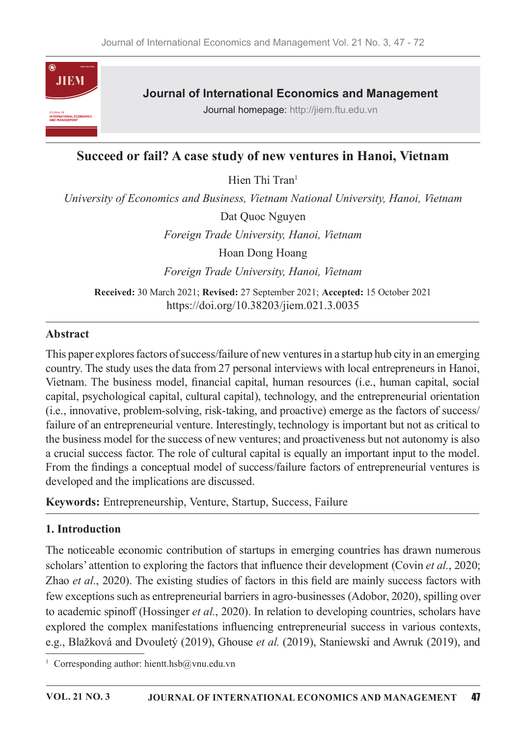# Succeed or fail? A case study of new ventures in Hanoi, Vietnam

Hien Thi Tran[1]

*University of Economics and Business, Vietnam National University, Hanoi, Vietnam*

Dat Quoc Nguyen

*Foreign Trade University, Hanoi, Vietnam*

Hoan Dong Hoang

*Foreign Trade University, Hanoi, Vietnam*

**Received:** 30 March 2021; **Revised:** 27 September 2021; **Accepted:** 15 October 2021

https://doi.org/10.38203/jiem.021.3.0035

## Abstract

This paper explores factors of success/failure of new ventures in a startup hub city in an emerging country. The study uses the data from 27 personal interviews with local entrepreneurs in Hanoi, Vietnam. The business model, financial capital, human resources (i.e., human capital, social capital, psychological capital, cultural capital), technology, and the entrepreneurial orientation (i.e., innovative, problem-solving, risk-taking, and proactive) emerge as the factors of success/failure of an entrepreneurial venture. Interestingly, technology is important but not as critical to the business model for the success of new ventures; and proactiveness but not autonomy is also a crucial success factor. The role of cultural capital is equally an important input to the model. From the findings a conceptual model of success/failure factors of entrepreneurial ventures is developed and the implications are discussed.

**Keywords:** Entrepreneurship, Venture, Startup, Success, Failure

## 1. Introduction

The noticeable economic contribution of startups in emerging countries has drawn numerous scholars' attention to exploring the factors that influence their development (Covin *et al.*, 2020; Zhao *et al.*, 2020). The existing studies of factors in this field are mainly success factors with few exceptions such as entrepreneurial barriers in agro-businesses (Adobor, 2020), spilling over to academic spinoff (Hossinger *et al.*, 2020). In relation to developing countries, scholars have explored the complex manifestations influencing entrepreneurial success in various contexts, e.g., Blažková and Dvouletý (2019), Ghouse *et al.* (2019), Staniewski and Awruk (2019), and

[1] Corresponding author: hientt.hsb@vnu.edu.vn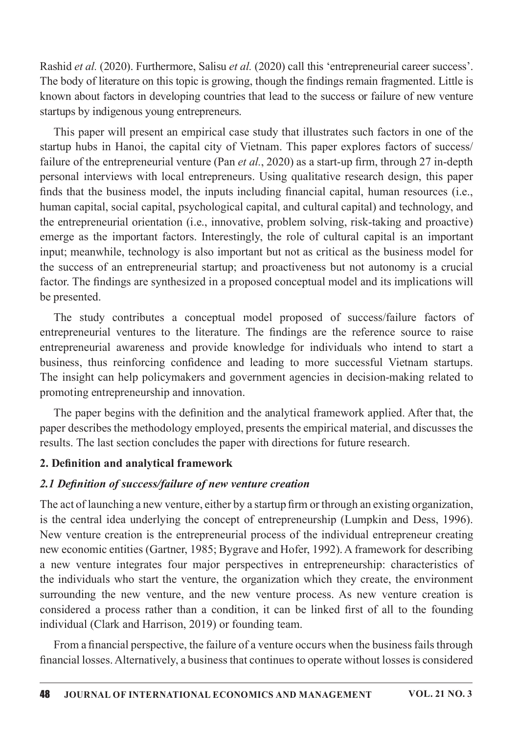Rashid *et al.* (2020). Furthermore, Salisu *et al.* (2020) call this 'entrepreneurial career success'. The body of literature on this topic is growing, though the findings remain fragmented. Little is known about factors in developing countries that lead to the success or failure of new venture startups by indigenous young entrepreneurs.

This paper will present an empirical case study that illustrates such factors in one of the startup hubs in Hanoi, the capital city of Vietnam. This paper explores factors of success/failure of the entrepreneurial venture (Pan *et al.*, 2020) as a start-up firm, through 27 in-depth personal interviews with local entrepreneurs. Using qualitative research design, this paper finds that the business model, the inputs including financial capital, human resources (i.e., human capital, social capital, psychological capital, and cultural capital) and technology, and the entrepreneurial orientation (i.e., innovative, problem solving, risk-taking and proactive) emerge as the important factors. Interestingly, the role of cultural capital is an important input; meanwhile, technology is also important but not as critical as the business model for the success of an entrepreneurial startup; and proactiveness but not autonomy is a crucial factor. The findings are synthesized in a proposed conceptual model and its implications will be presented.

The study contributes a conceptual model proposed of success/failure factors of entrepreneurial ventures to the literature. The findings are the reference source to raise entrepreneurial awareness and provide knowledge for individuals who intend to start a business, thus reinforcing confidence and leading to more successful Vietnam startups. The insight can help policymakers and government agencies in decision-making related to promoting entrepreneurship and innovation.

The paper begins with the definition and the analytical framework applied. After that, the paper describes the methodology employed, presents the empirical material, and discusses the results. The last section concludes the paper with directions for future research.

## 2. Definition and analytical framework

### *2.1 Definition of success/failure of new venture creation*

The act of launching a new venture, either by a startup firm or through an existing organization, is the central idea underlying the concept of entrepreneurship (Lumpkin and Dess, 1996). New venture creation is the entrepreneurial process of the individual entrepreneur creating new economic entities (Gartner, 1985; Bygrave and Hofer, 1992). A framework for describing a new venture integrates four major perspectives in entrepreneurship: characteristics of the individuals who start the venture, the organization which they create, the environment surrounding the new venture, and the new venture process. As new venture creation is considered a process rather than a condition, it can be linked first of all to the founding individual (Clark and Harrison, 2019) or founding team.

From a financial perspective, the failure of a venture occurs when the business fails through financial losses. Alternatively, a business that continues to operate without losses is considered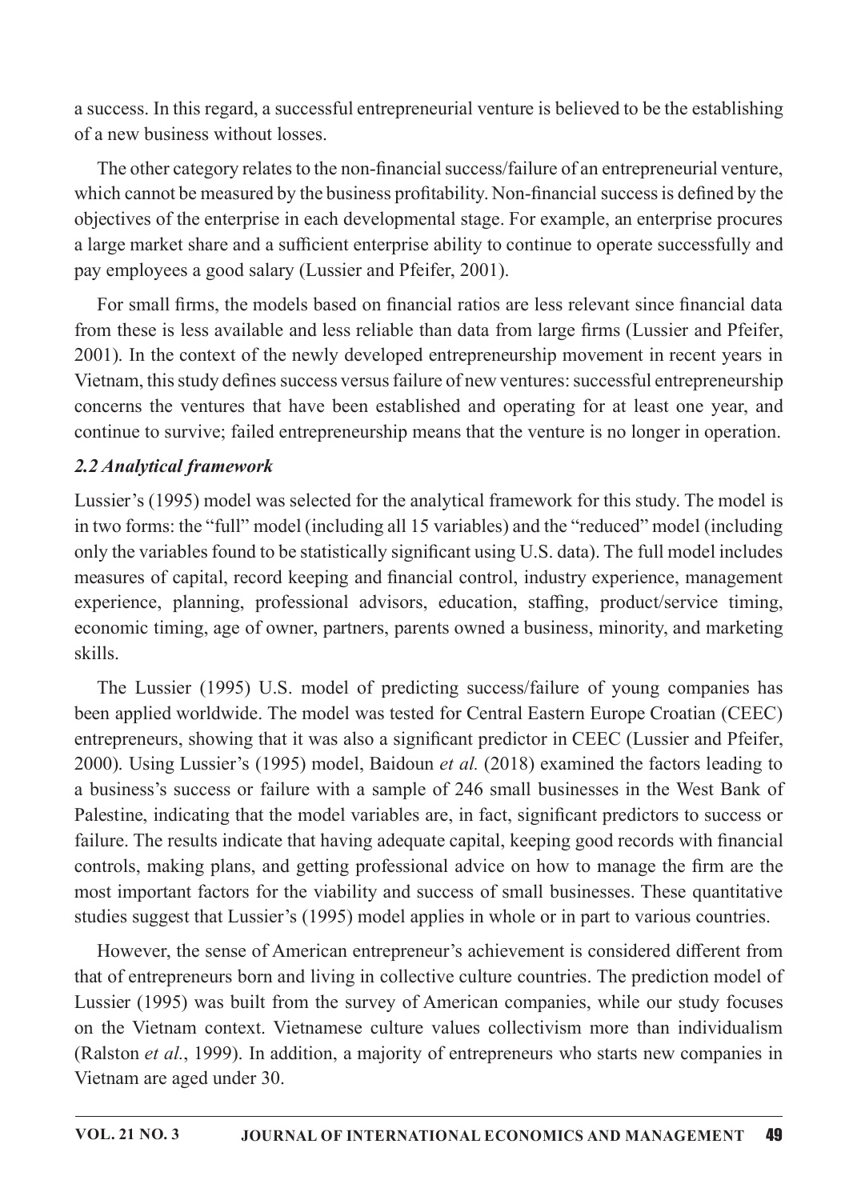a success. In this regard, a successful entrepreneurial venture is believed to be the establishing of a new business without losses.

The other category relates to the non-financial success/failure of an entrepreneurial venture, which cannot be measured by the business profitability. Non-financial success is defined by the objectives of the enterprise in each developmental stage. For example, an enterprise procures a large market share and a sufficient enterprise ability to continue to operate successfully and pay employees a good salary (Lussier and Pfeifer, 2001).

For small firms, the models based on financial ratios are less relevant since financial data from these is less available and less reliable than data from large firms (Lussier and Pfeifer, 2001). In the context of the newly developed entrepreneurship movement in recent years in Vietnam, this study defines success versus failure of new ventures: successful entrepreneurship concerns the ventures that have been established and operating for at least one year, and continue to survive; failed entrepreneurship means that the venture is no longer in operation.

### *2.2 Analytical framework*

Lussier's (1995) model was selected for the analytical framework for this study. The model is in two forms: the "full" model (including all 15 variables) and the "reduced" model (including only the variables found to be statistically significant using U.S. data). The full model includes measures of capital, record keeping and financial control, industry experience, management experience, planning, professional advisors, education, staffing, product/service timing, economic timing, age of owner, partners, parents owned a business, minority, and marketing skills.

The Lussier (1995) U.S. model of predicting success/failure of young companies has been applied worldwide. The model was tested for Central Eastern Europe Croatian (CEEC) entrepreneurs, showing that it was also a significant predictor in CEEC (Lussier and Pfeifer, 2000). Using Lussier's (1995) model, Baidoun *et al.* (2018) examined the factors leading to a business's success or failure with a sample of 246 small businesses in the West Bank of Palestine, indicating that the model variables are, in fact, significant predictors to success or failure. The results indicate that having adequate capital, keeping good records with financial controls, making plans, and getting professional advice on how to manage the firm are the most important factors for the viability and success of small businesses. These quantitative studies suggest that Lussier's (1995) model applies in whole or in part to various countries.

However, the sense of American entrepreneur's achievement is considered different from that of entrepreneurs born and living in collective culture countries. The prediction model of Lussier (1995) was built from the survey of American companies, while our study focuses on the Vietnam context. Vietnamese culture values collectivism more than individualism (Ralston *et al.*, 1999). In addition, a majority of entrepreneurs who starts new companies in Vietnam are aged under 30.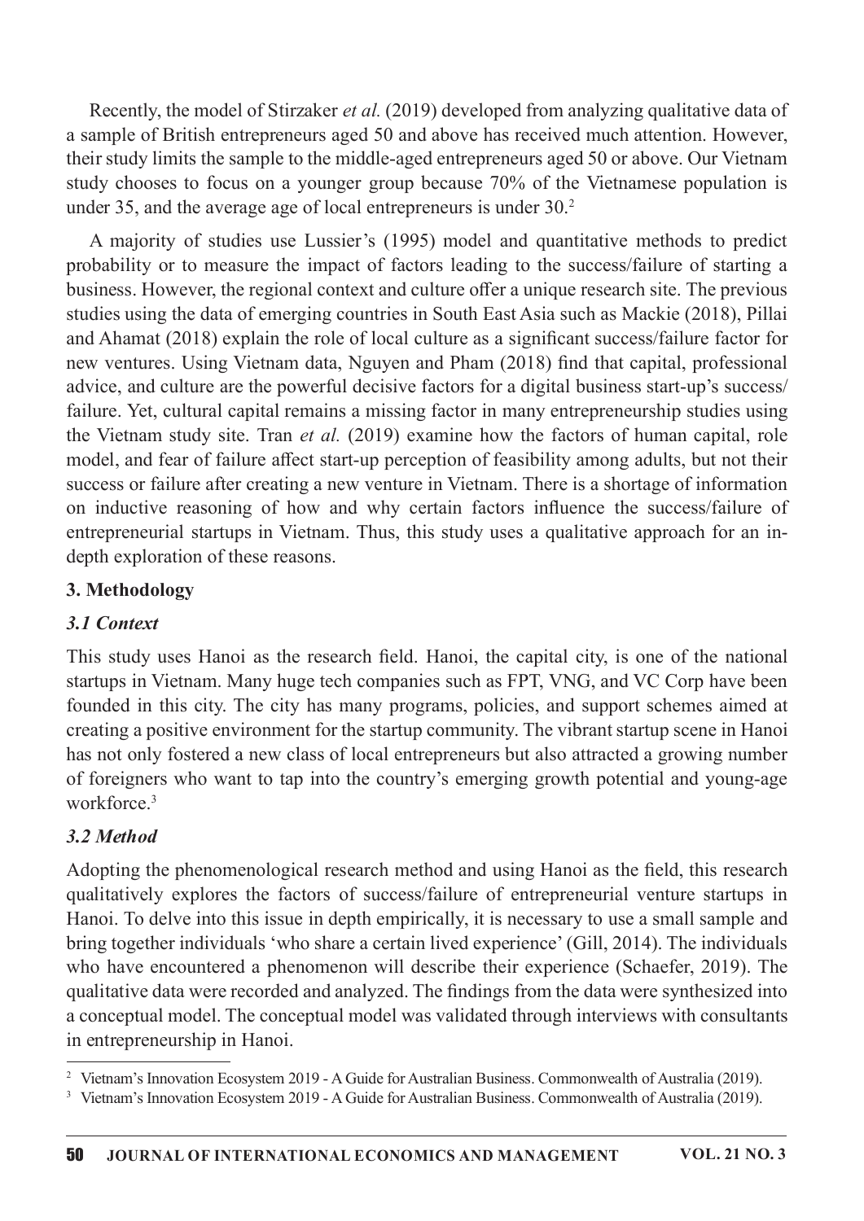Recently, the model of Stirzaker *et al.* (2019) developed from analyzing qualitative data of a sample of British entrepreneurs aged 50 and above has received much attention. However, their study limits the sample to the middle-aged entrepreneurs aged 50 or above. Our Vietnam study chooses to focus on a younger group because 70% of the Vietnamese population is under 35, and the average age of local entrepreneurs is under 30.[2]

A majority of studies use Lussier's (1995) model and quantitative methods to predict probability or to measure the impact of factors leading to the success/failure of starting a business. However, the regional context and culture offer a unique research site. The previous studies using the data of emerging countries in South East Asia such as Mackie (2018), Pillai and Ahamat (2018) explain the role of local culture as a significant success/failure factor for new ventures. Using Vietnam data, Nguyen and Pham (2018) find that capital, professional advice, and culture are the powerful decisive factors for a digital business start-up's success/failure. Yet, cultural capital remains a missing factor in many entrepreneurship studies using the Vietnam study site. Tran *et al.* (2019) examine how the factors of human capital, role model, and fear of failure affect start-up perception of feasibility among adults, but not their success or failure after creating a new venture in Vietnam. There is a shortage of information on inductive reasoning of how and why certain factors influence the success/failure of entrepreneurial startups in Vietnam. Thus, this study uses a qualitative approach for an in-depth exploration of these reasons.

## 3. Methodology

### *3.1 Context*

This study uses Hanoi as the research field. Hanoi, the capital city, is one of the national startups in Vietnam. Many huge tech companies such as FPT, VNG, and VC Corp have been founded in this city. The city has many programs, policies, and support schemes aimed at creating a positive environment for the startup community. The vibrant startup scene in Hanoi has not only fostered a new class of local entrepreneurs but also attracted a growing number of foreigners who want to tap into the country's emerging growth potential and young-age workforce.[3]

### *3.2 Method*

Adopting the phenomenological research method and using Hanoi as the field, this research qualitatively explores the factors of success/failure of entrepreneurial venture startups in Hanoi. To delve into this issue in depth empirically, it is necessary to use a small sample and bring together individuals 'who share a certain lived experience' (Gill, 2014). The individuals who have encountered a phenomenon will describe their experience (Schaefer, 2019). The qualitative data were recorded and analyzed. The findings from the data were synthesized into a conceptual model. The conceptual model was validated through interviews with consultants in entrepreneurship in Hanoi.

---

[2] Vietnam's Innovation Ecosystem 2019 - A Guide for Australian Business. Commonwealth of Australia (2019).

[3] Vietnam's Innovation Ecosystem 2019 - A Guide for Australian Business. Commonwealth of Australia (2019).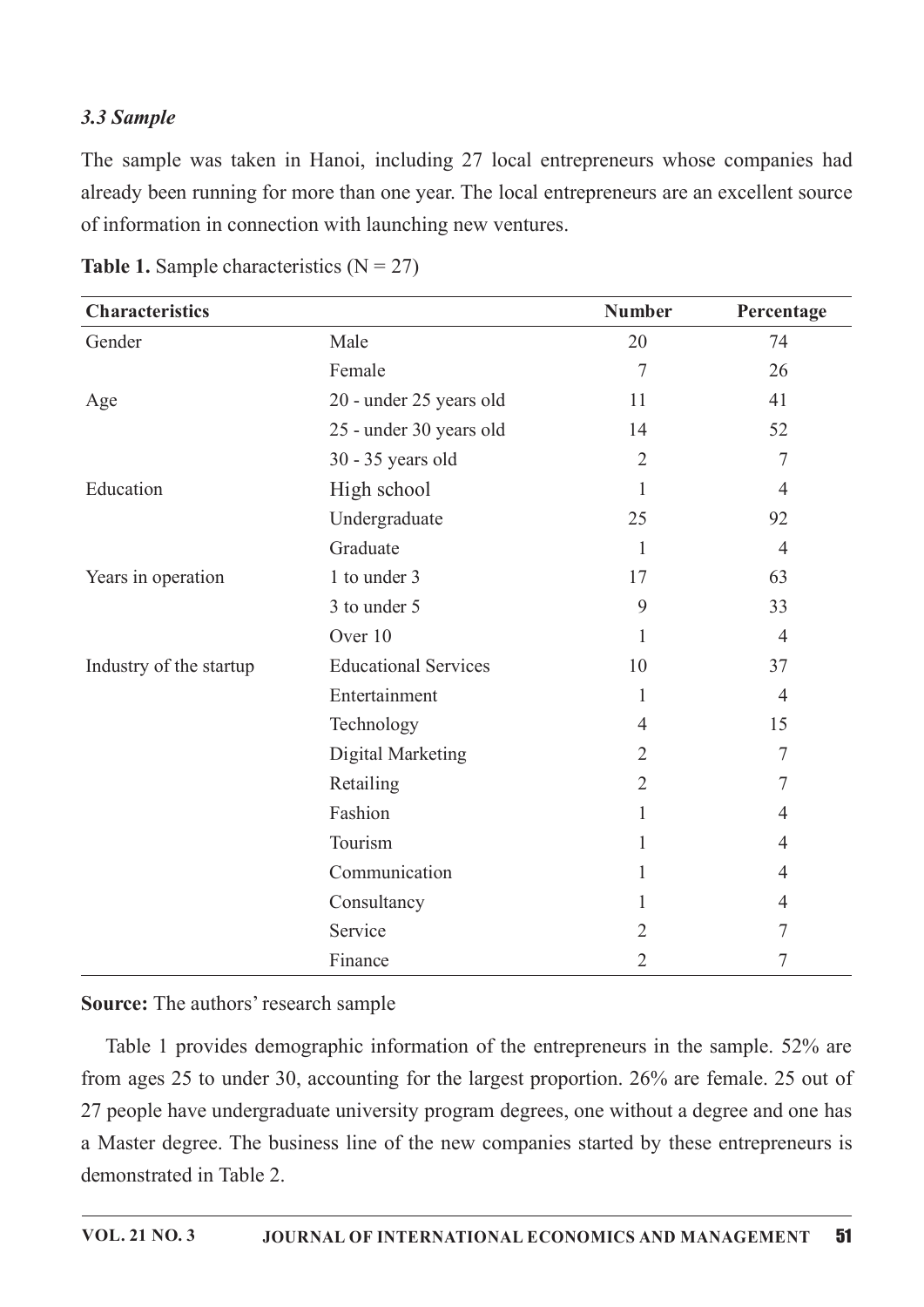### *3.3 Sample*

The sample was taken in Hanoi, including 27 local entrepreneurs whose companies had already been running for more than one year. The local entrepreneurs are an excellent source of information in connection with launching new ventures.

**Table 1.** Sample characteristics (N = 27)

| Characteristics | | Number | Percentage |
|---|---|---|---|
| Gender | Male | 20 | 74 |
| | Female | 7 | 26 |
| Age | 20 - under 25 years old | 11 | 41 |
| | 25 - under 30 years old | 14 | 52 |
| | 30 - 35 years old | 2 | 7 |
| Education | High school | 1 | 4 |
| | Undergraduate | 25 | 92 |
| | Graduate | 1 | 4 |
| Years in operation | 1 to under 3 | 17 | 63 |
| | 3 to under 5 | 9 | 33 |
| | Over 10 | 1 | 4 |
| Industry of the startup | Educational Services | 10 | 37 |
| | Entertainment | 1 | 4 |
| | Technology | 4 | 15 |
| | Digital Marketing | 2 | 7 |
| | Retailing | 2 | 7 |
| | Fashion | 1 | 4 |
| | Tourism | 1 | 4 |
| | Communication | 1 | 4 |
| | Consultancy | 1 | 4 |
| | Service | 2 | 7 |
| | Finance | 2 | 7 |

**Source:** The authors' research sample

Table 1 provides demographic information of the entrepreneurs in the sample. 52% are from ages 25 to under 30, accounting for the largest proportion. 26% are female. 25 out of 27 people have undergraduate university program degrees, one without a degree and one has a Master degree. The business line of the new companies started by these entrepreneurs is demonstrated in Table 2.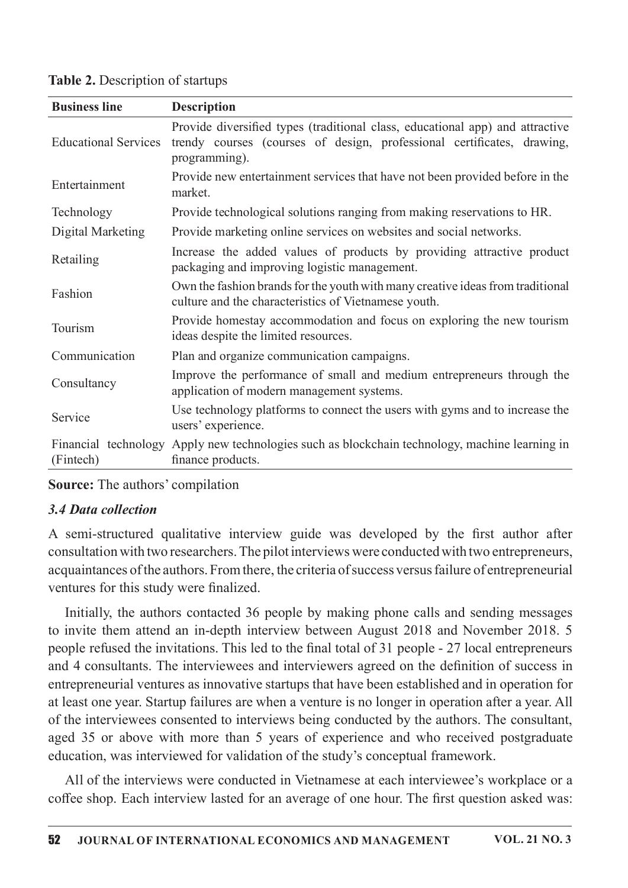**Table 2.** Description of startups

| Business line | Description |
|---|---|
| Educational Services | Provide diversified types (traditional class, educational app) and attractive trendy courses (courses of design, professional certificates, drawing, programming). |
| Entertainment | Provide new entertainment services that have not been provided before in the market. |
| Technology | Provide technological solutions ranging from making reservations to HR. |
| Digital Marketing | Provide marketing online services on websites and social networks. |
| Retailing | Increase the added values of products by providing attractive product packaging and improving logistic management. |
| Fashion | Own the fashion brands for the youth with many creative ideas from traditional culture and the characteristics of Vietnamese youth. |
| Tourism | Provide homestay accommodation and focus on exploring the new tourism ideas despite the limited resources. |
| Communication | Plan and organize communication campaigns. |
| Consultancy | Improve the performance of small and medium entrepreneurs through the application of modern management systems. |
| Service | Use technology platforms to connect the users with gyms and to increase the users' experience. |
| Financial technology (Fintech) | Apply new technologies such as blockchain technology, machine learning in finance products. |

**Source:** The authors' compilation

### *3.4 Data collection*

A semi-structured qualitative interview guide was developed by the first author after consultation with two researchers. The pilot interviews were conducted with two entrepreneurs, acquaintances of the authors. From there, the criteria of success versus failure of entrepreneurial ventures for this study were finalized.

Initially, the authors contacted 36 people by making phone calls and sending messages to invite them attend an in-depth interview between August 2018 and November 2018. 5 people refused the invitations. This led to the final total of 31 people - 27 local entrepreneurs and 4 consultants. The interviewees and interviewers agreed on the definition of success in entrepreneurial ventures as innovative startups that have been established and in operation for at least one year. Startup failures are when a venture is no longer in operation after a year. All of the interviewees consented to interviews being conducted by the authors. The consultant, aged 35 or above with more than 5 years of experience and who received postgraduate education, was interviewed for validation of the study's conceptual framework.

All of the interviews were conducted in Vietnamese at each interviewee's workplace or a coffee shop. Each interview lasted for an average of one hour. The first question asked was: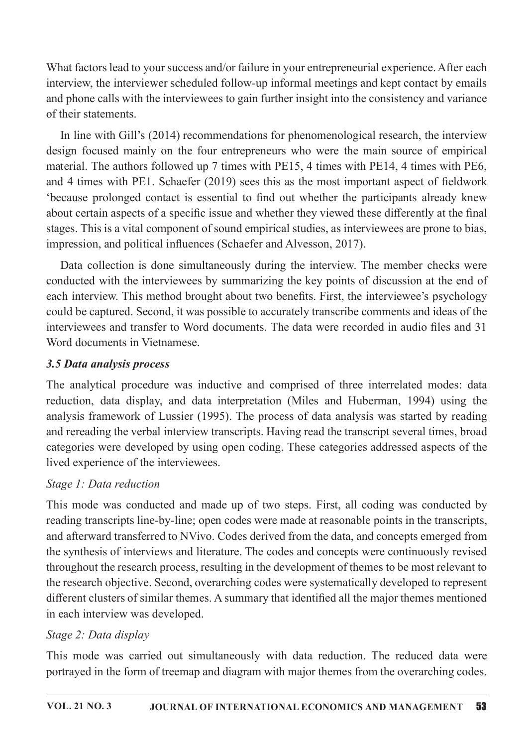What factors lead to your success and/or failure in your entrepreneurial experience. After each interview, the interviewer scheduled follow-up informal meetings and kept contact by emails and phone calls with the interviewees to gain further insight into the consistency and variance of their statements.

In line with Gill's (2014) recommendations for phenomenological research, the interview design focused mainly on the four entrepreneurs who were the main source of empirical material. The authors followed up 7 times with PE15, 4 times with PE14, 4 times with PE6, and 4 times with PE1. Schaefer (2019) sees this as the most important aspect of fieldwork 'because prolonged contact is essential to find out whether the participants already knew about certain aspects of a specific issue and whether they viewed these differently at the final stages. This is a vital component of sound empirical studies, as interviewees are prone to bias, impression, and political influences (Schaefer and Alvesson, 2017).

Data collection is done simultaneously during the interview. The member checks were conducted with the interviewees by summarizing the key points of discussion at the end of each interview. This method brought about two benefits. First, the interviewee's psychology could be captured. Second, it was possible to accurately transcribe comments and ideas of the interviewees and transfer to Word documents. The data were recorded in audio files and 31 Word documents in Vietnamese.

### *3.5 Data analysis process*

The analytical procedure was inductive and comprised of three interrelated modes: data reduction, data display, and data interpretation (Miles and Huberman, 1994) using the analysis framework of Lussier (1995). The process of data analysis was started by reading and rereading the verbal interview transcripts. Having read the transcript several times, broad categories were developed by using open coding. These categories addressed aspects of the lived experience of the interviewees.

*Stage 1: Data reduction*

This mode was conducted and made up of two steps. First, all coding was conducted by reading transcripts line-by-line; open codes were made at reasonable points in the transcripts, and afterward transferred to NVivo. Codes derived from the data, and concepts emerged from the synthesis of interviews and literature. The codes and concepts were continuously revised throughout the research process, resulting in the development of themes to be most relevant to the research objective. Second, overarching codes were systematically developed to represent different clusters of similar themes. A summary that identified all the major themes mentioned in each interview was developed.

*Stage 2: Data display*

This mode was carried out simultaneously with data reduction. The reduced data were portrayed in the form of treemap and diagram with major themes from the overarching codes.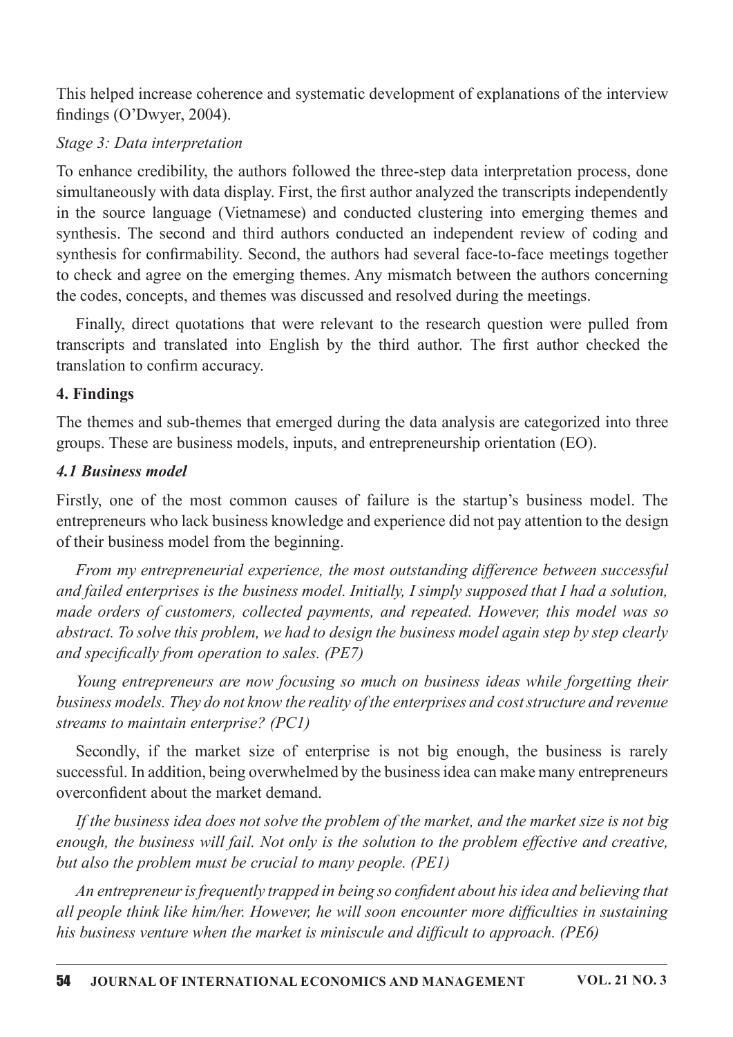This helped increase coherence and systematic development of explanations of the interview findings (O'Dwyer, 2004).

*Stage 3: Data interpretation*

To enhance credibility, the authors followed the three-step data interpretation process, done simultaneously with data display. First, the first author analyzed the transcripts independently in the source language (Vietnamese) and conducted clustering into emerging themes and synthesis. The second and third authors conducted an independent review of coding and synthesis for confirmability. Second, the authors had several face-to-face meetings together to check and agree on the emerging themes. Any mismatch between the authors concerning the codes, concepts, and themes was discussed and resolved during the meetings.

Finally, direct quotations that were relevant to the research question were pulled from transcripts and translated into English by the third author. The first author checked the translation to confirm accuracy.

## 4. Findings

The themes and sub-themes that emerged during the data analysis are categorized into three groups. These are business models, inputs, and entrepreneurship orientation (EO).

### *4.1 Business model*

Firstly, one of the most common causes of failure is the startup's business model. The entrepreneurs who lack business knowledge and experience did not pay attention to the design of their business model from the beginning.

*From my entrepreneurial experience, the most outstanding difference between successful and failed enterprises is the business model. Initially, I simply supposed that I had a solution, made orders of customers, collected payments, and repeated. However, this model was so abstract. To solve this problem, we had to design the business model again step by step clearly and specifically from operation to sales. (PE7)*

*Young entrepreneurs are now focusing so much on business ideas while forgetting their business models. They do not know the reality of the enterprises and cost structure and revenue streams to maintain enterprise? (PC1)*

Secondly, if the market size of enterprise is not big enough, the business is rarely successful. In addition, being overwhelmed by the business idea can make many entrepreneurs overconfident about the market demand.

*If the business idea does not solve the problem of the market, and the market size is not big enough, the business will fail. Not only is the solution to the problem effective and creative, but also the problem must be crucial to many people. (PE1)*

*An entrepreneur is frequently trapped in being so confident about his idea and believing that all people think like him/her. However, he will soon encounter more difficulties in sustaining his business venture when the market is miniscule and difficult to approach. (PE6)*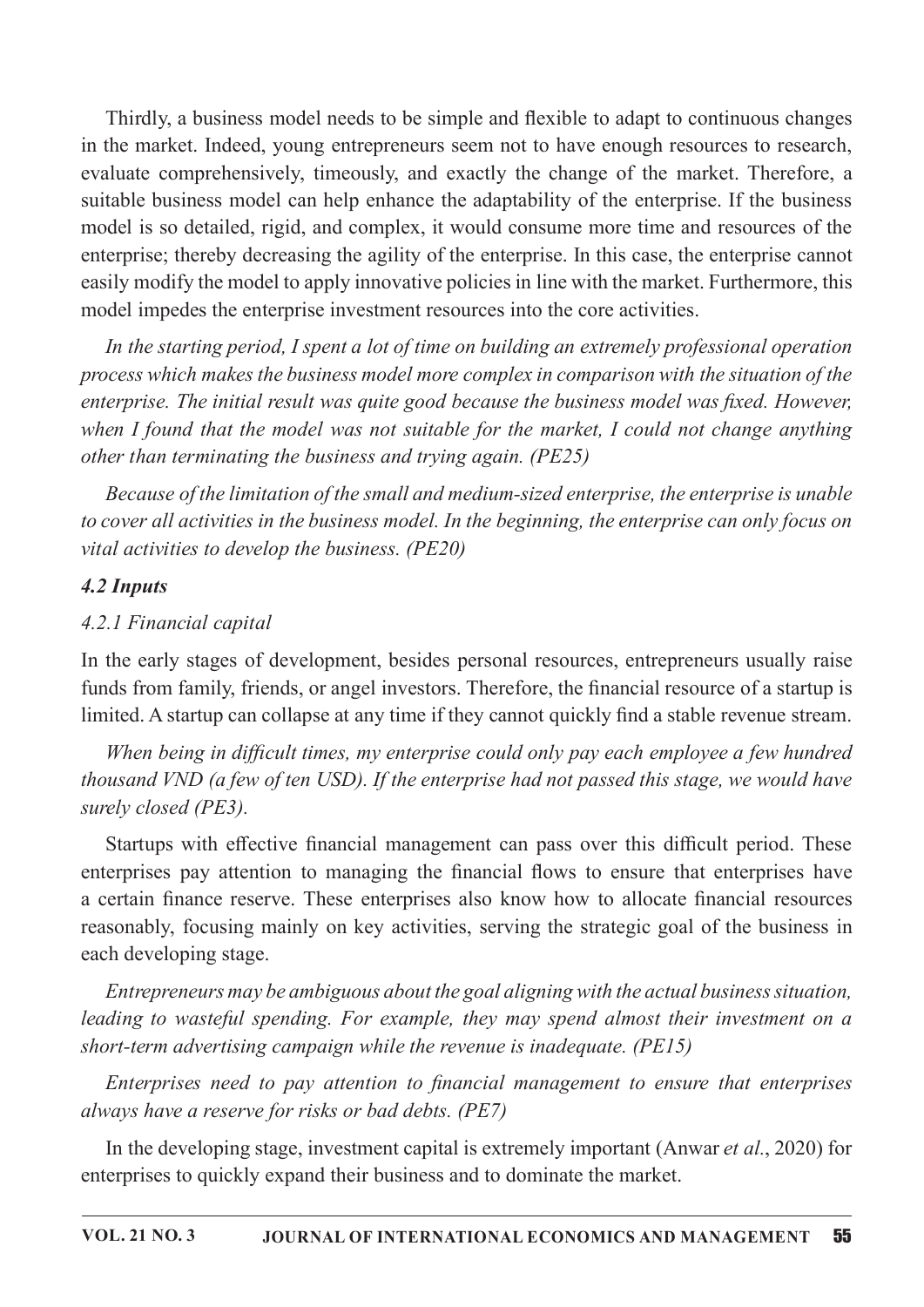Thirdly, a business model needs to be simple and flexible to adapt to continuous changes in the market. Indeed, young entrepreneurs seem not to have enough resources to research, evaluate comprehensively, timeously, and exactly the change of the market. Therefore, a suitable business model can help enhance the adaptability of the enterprise. If the business model is so detailed, rigid, and complex, it would consume more time and resources of the enterprise; thereby decreasing the agility of the enterprise. In this case, the enterprise cannot easily modify the model to apply innovative policies in line with the market. Furthermore, this model impedes the enterprise investment resources into the core activities.

*In the starting period, I spent a lot of time on building an extremely professional operation process which makes the business model more complex in comparison with the situation of the enterprise. The initial result was quite good because the business model was fixed. However, when I found that the model was not suitable for the market, I could not change anything other than terminating the business and trying again. (PE25)*

*Because of the limitation of the small and medium-sized enterprise, the enterprise is unable to cover all activities in the business model. In the beginning, the enterprise can only focus on vital activities to develop the business. (PE20)*

### *4.2 Inputs*

#### *4.2.1 Financial capital*

In the early stages of development, besides personal resources, entrepreneurs usually raise funds from family, friends, or angel investors. Therefore, the financial resource of a startup is limited. A startup can collapse at any time if they cannot quickly find a stable revenue stream.

*When being in difficult times, my enterprise could only pay each employee a few hundred thousand VND (a few of ten USD). If the enterprise had not passed this stage, we would have surely closed (PE3).*

Startups with effective financial management can pass over this difficult period. These enterprises pay attention to managing the financial flows to ensure that enterprises have a certain finance reserve. These enterprises also know how to allocate financial resources reasonably, focusing mainly on key activities, serving the strategic goal of the business in each developing stage.

*Entrepreneurs may be ambiguous about the goal aligning with the actual business situation, leading to wasteful spending. For example, they may spend almost their investment on a short-term advertising campaign while the revenue is inadequate. (PE15)*

*Enterprises need to pay attention to financial management to ensure that enterprises always have a reserve for risks or bad debts. (PE7)*

In the developing stage, investment capital is extremely important (Anwar *et al.*, 2020) for enterprises to quickly expand their business and to dominate the market.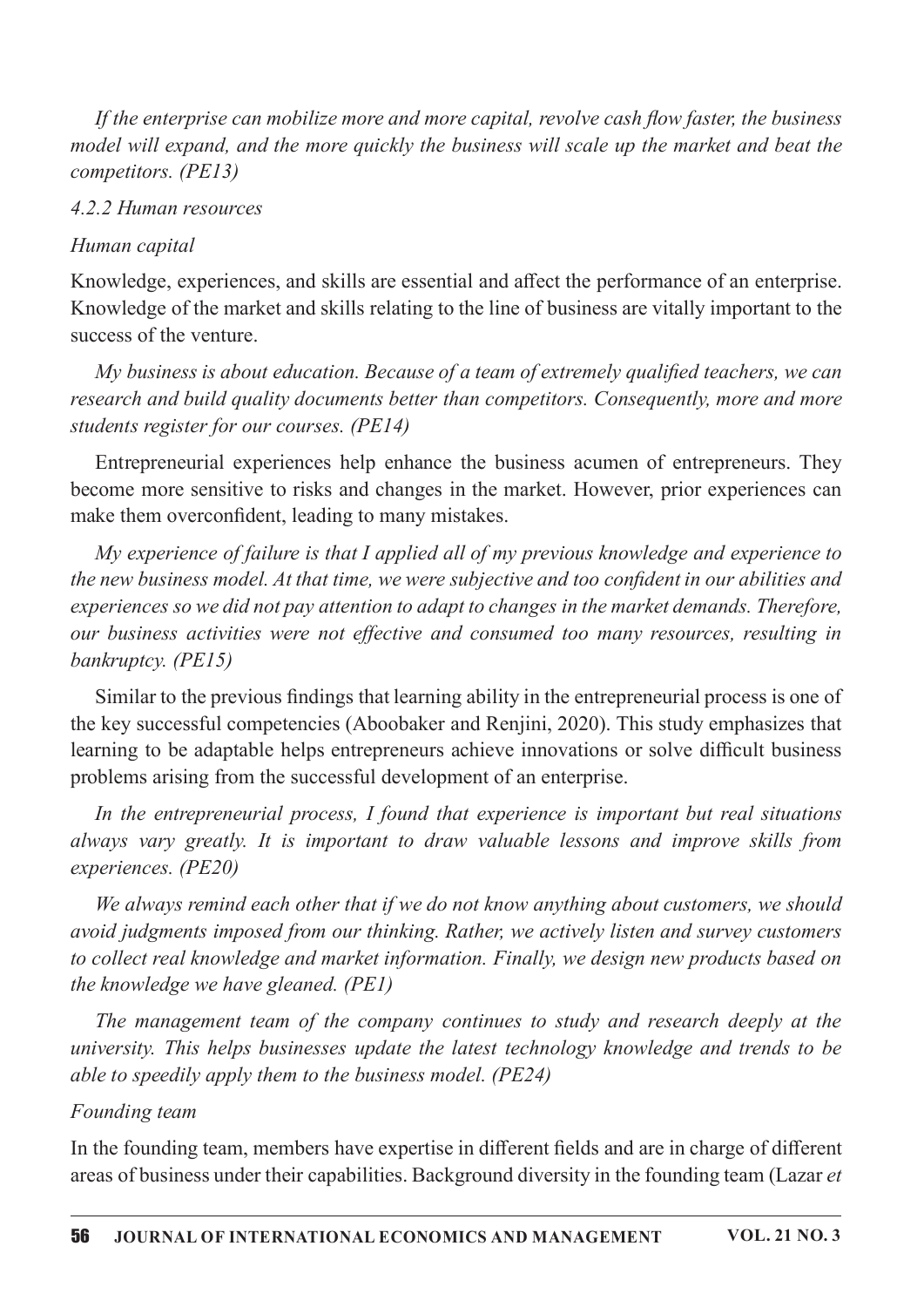*If the enterprise can mobilize more and more capital, revolve cash flow faster, the business model will expand, and the more quickly the business will scale up the market and beat the competitors. (PE13)*

#### *4.2.2 Human resources*

##### *Human capital*

Knowledge, experiences, and skills are essential and affect the performance of an enterprise. Knowledge of the market and skills relating to the line of business are vitally important to the success of the venture.

*My business is about education. Because of a team of extremely qualified teachers, we can research and build quality documents better than competitors. Consequently, more and more students register for our courses. (PE14)*

Entrepreneurial experiences help enhance the business acumen of entrepreneurs. They become more sensitive to risks and changes in the market. However, prior experiences can make them overconfident, leading to many mistakes.

*My experience of failure is that I applied all of my previous knowledge and experience to the new business model. At that time, we were subjective and too confident in our abilities and experiences so we did not pay attention to adapt to changes in the market demands. Therefore, our business activities were not effective and consumed too many resources, resulting in bankruptcy. (PE15)*

Similar to the previous findings that learning ability in the entrepreneurial process is one of the key successful competencies (Aboobaker and Renjini, 2020). This study emphasizes that learning to be adaptable helps entrepreneurs achieve innovations or solve difficult business problems arising from the successful development of an enterprise.

*In the entrepreneurial process, I found that experience is important but real situations always vary greatly. It is important to draw valuable lessons and improve skills from experiences. (PE20)*

*We always remind each other that if we do not know anything about customers, we should avoid judgments imposed from our thinking. Rather, we actively listen and survey customers to collect real knowledge and market information. Finally, we design new products based on the knowledge we have gleaned. (PE1)*

*The management team of the company continues to study and research deeply at the university. This helps businesses update the latest technology knowledge and trends to be able to speedily apply them to the business model. (PE24)*

##### *Founding team*

In the founding team, members have expertise in different fields and are in charge of different areas of business under their capabilities. Background diversity in the founding team (Lazar *et*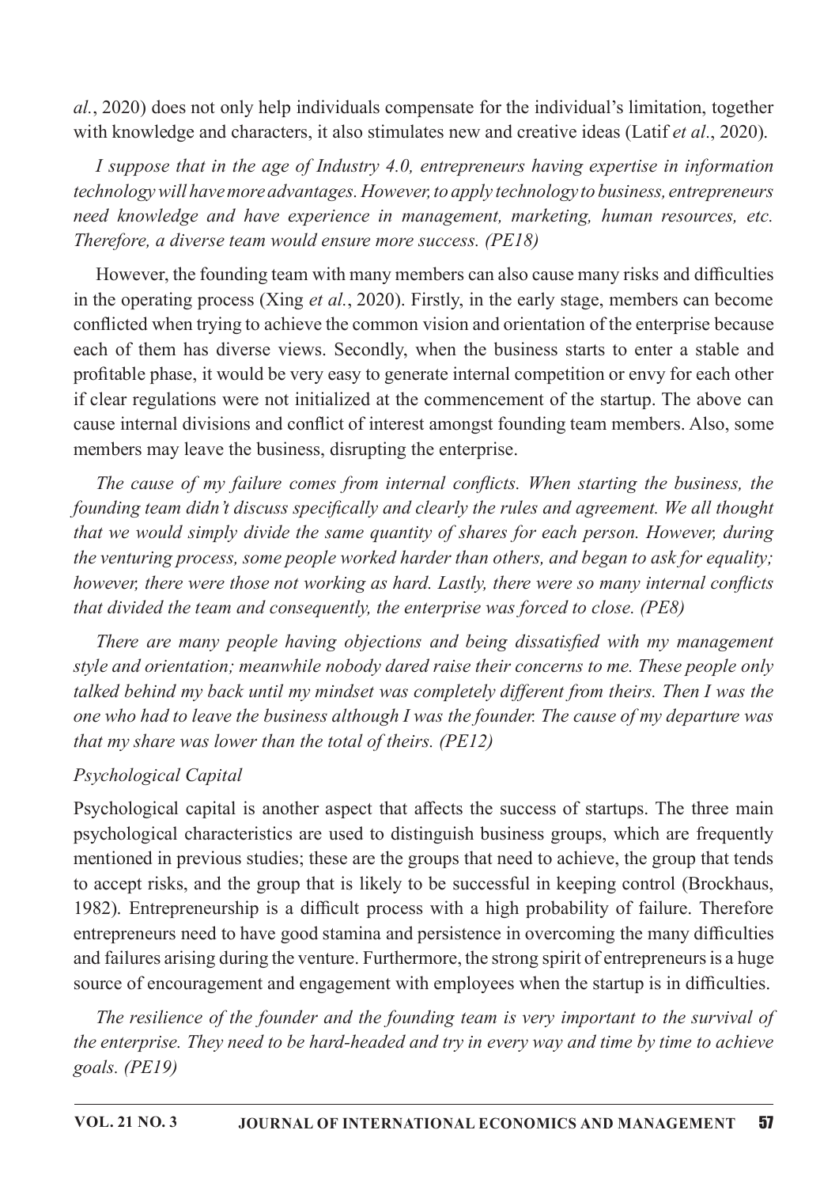*al.*, 2020) does not only help individuals compensate for the individual's limitation, together with knowledge and characters, it also stimulates new and creative ideas (Latif *et al*., 2020).

*I suppose that in the age of Industry 4.0, entrepreneurs having expertise in information technology will have more advantages. However, to apply technology to business, entrepreneurs need knowledge and have experience in management, marketing, human resources, etc. Therefore, a diverse team would ensure more success. (PE18)*

However, the founding team with many members can also cause many risks and difficulties in the operating process (Xing *et al.*, 2020). Firstly, in the early stage, members can become conflicted when trying to achieve the common vision and orientation of the enterprise because each of them has diverse views. Secondly, when the business starts to enter a stable and profitable phase, it would be very easy to generate internal competition or envy for each other if clear regulations were not initialized at the commencement of the startup. The above can cause internal divisions and conflict of interest amongst founding team members. Also, some members may leave the business, disrupting the enterprise.

*The cause of my failure comes from internal conflicts. When starting the business, the founding team didn't discuss specifically and clearly the rules and agreement. We all thought that we would simply divide the same quantity of shares for each person. However, during the venturing process, some people worked harder than others, and began to ask for equality; however, there were those not working as hard. Lastly, there were so many internal conflicts that divided the team and consequently, the enterprise was forced to close. (PE8)*

*There are many people having objections and being dissatisfied with my management style and orientation; meanwhile nobody dared raise their concerns to me. These people only talked behind my back until my mindset was completely different from theirs. Then I was the one who had to leave the business although I was the founder. The cause of my departure was that my share was lower than the total of theirs. (PE12)*

*Psychological Capital*

Psychological capital is another aspect that affects the success of startups. The three main psychological characteristics are used to distinguish business groups, which are frequently mentioned in previous studies; these are the groups that need to achieve, the group that tends to accept risks, and the group that is likely to be successful in keeping control (Brockhaus, 1982). Entrepreneurship is a difficult process with a high probability of failure. Therefore entrepreneurs need to have good stamina and persistence in overcoming the many difficulties and failures arising during the venture. Furthermore, the strong spirit of entrepreneurs is a huge source of encouragement and engagement with employees when the startup is in difficulties.

*The resilience of the founder and the founding team is very important to the survival of the enterprise. They need to be hard-headed and try in every way and time by time to achieve goals. (PE19)*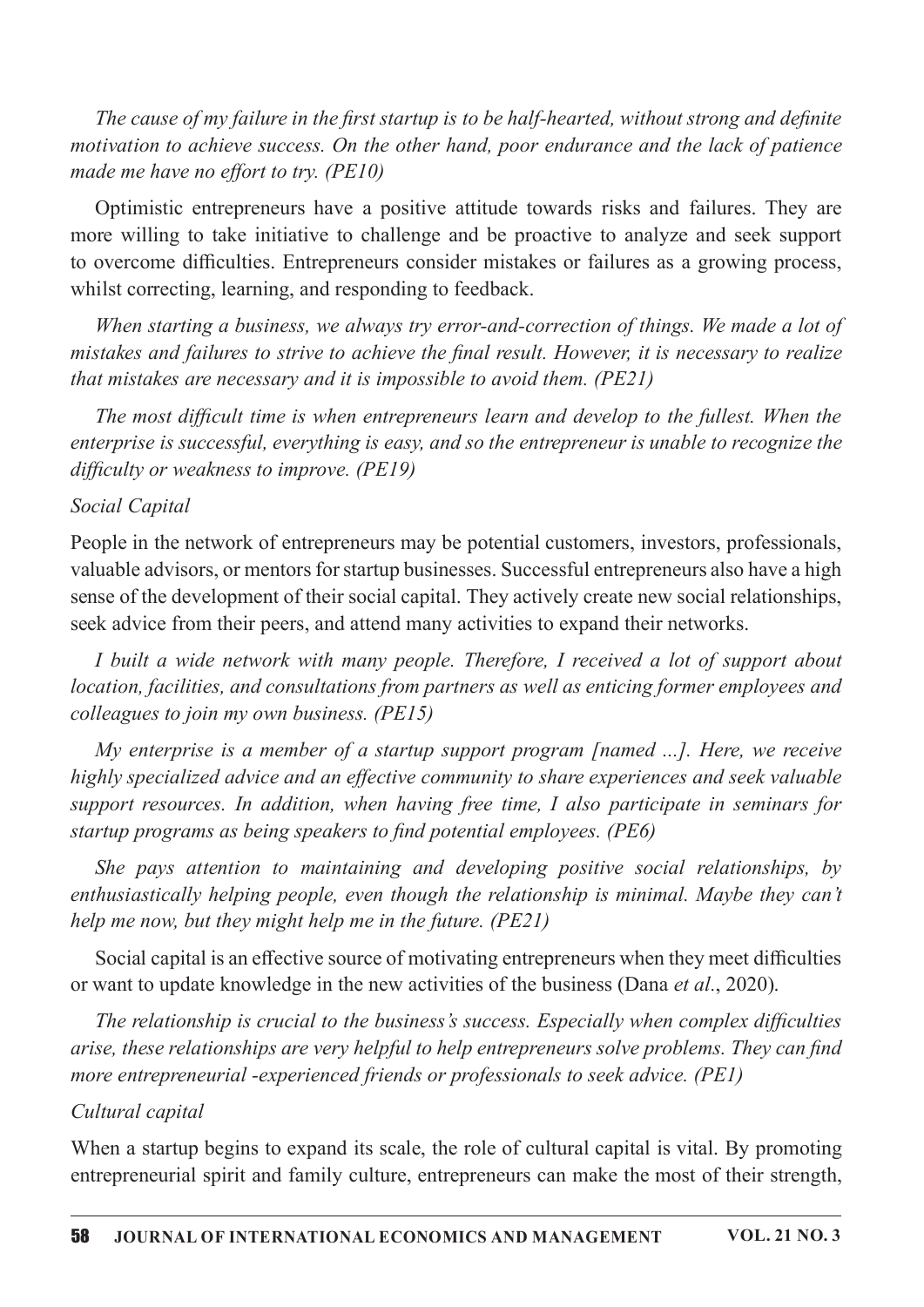*The cause of my failure in the first startup is to be half-hearted, without strong and definite motivation to achieve success. On the other hand, poor endurance and the lack of patience made me have no effort to try. (PE10)*

Optimistic entrepreneurs have a positive attitude towards risks and failures. They are more willing to take initiative to challenge and be proactive to analyze and seek support to overcome difficulties. Entrepreneurs consider mistakes or failures as a growing process, whilst correcting, learning, and responding to feedback.

*When starting a business, we always try error-and-correction of things. We made a lot of mistakes and failures to strive to achieve the final result. However, it is necessary to realize that mistakes are necessary and it is impossible to avoid them. (PE21)*

*The most difficult time is when entrepreneurs learn and develop to the fullest. When the enterprise is successful, everything is easy, and so the entrepreneur is unable to recognize the difficulty or weakness to improve. (PE19)*

*Social Capital*

People in the network of entrepreneurs may be potential customers, investors, professionals, valuable advisors, or mentors for startup businesses. Successful entrepreneurs also have a high sense of the development of their social capital. They actively create new social relationships, seek advice from their peers, and attend many activities to expand their networks.

*I built a wide network with many people. Therefore, I received a lot of support about location, facilities, and consultations from partners as well as enticing former employees and colleagues to join my own business. (PE15)*

*My enterprise is a member of a startup support program [named ...]. Here, we receive highly specialized advice and an effective community to share experiences and seek valuable support resources. In addition, when having free time, I also participate in seminars for startup programs as being speakers to find potential employees. (PE6)*

*She pays attention to maintaining and developing positive social relationships, by enthusiastically helping people, even though the relationship is minimal. Maybe they can't help me now, but they might help me in the future. (PE21)*

Social capital is an effective source of motivating entrepreneurs when they meet difficulties or want to update knowledge in the new activities of the business (Dana *et al*., 2020).

*The relationship is crucial to the business's success. Especially when complex difficulties arise, these relationships are very helpful to help entrepreneurs solve problems. They can find more entrepreneurial -experienced friends or professionals to seek advice. (PE1)*

*Cultural capital*

When a startup begins to expand its scale, the role of cultural capital is vital. By promoting entrepreneurial spirit and family culture, entrepreneurs can make the most of their strength,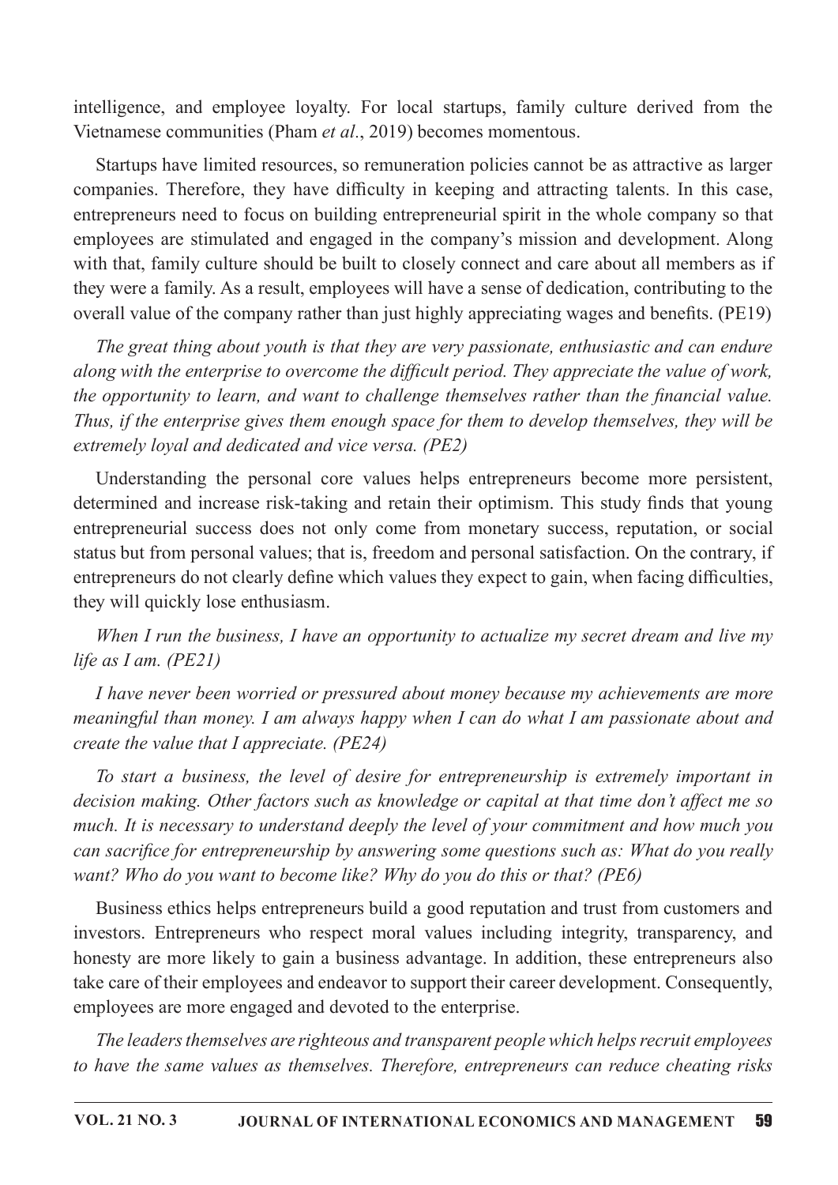intelligence, and employee loyalty. For local startups, family culture derived from the Vietnamese communities (Pham *et al*., 2019) becomes momentous.

Startups have limited resources, so remuneration policies cannot be as attractive as larger companies. Therefore, they have difficulty in keeping and attracting talents. In this case, entrepreneurs need to focus on building entrepreneurial spirit in the whole company so that employees are stimulated and engaged in the company's mission and development. Along with that, family culture should be built to closely connect and care about all members as if they were a family. As a result, employees will have a sense of dedication, contributing to the overall value of the company rather than just highly appreciating wages and benefits. (PE19)

*The great thing about youth is that they are very passionate, enthusiastic and can endure along with the enterprise to overcome the difficult period. They appreciate the value of work, the opportunity to learn, and want to challenge themselves rather than the financial value. Thus, if the enterprise gives them enough space for them to develop themselves, they will be extremely loyal and dedicated and vice versa. (PE2)*

Understanding the personal core values helps entrepreneurs become more persistent, determined and increase risk-taking and retain their optimism. This study finds that young entrepreneurial success does not only come from monetary success, reputation, or social status but from personal values; that is, freedom and personal satisfaction. On the contrary, if entrepreneurs do not clearly define which values they expect to gain, when facing difficulties, they will quickly lose enthusiasm.

*When I run the business, I have an opportunity to actualize my secret dream and live my life as I am. (PE21)*

*I have never been worried or pressured about money because my achievements are more meaningful than money. I am always happy when I can do what I am passionate about and create the value that I appreciate. (PE24)*

*To start a business, the level of desire for entrepreneurship is extremely important in decision making. Other factors such as knowledge or capital at that time don't affect me so much. It is necessary to understand deeply the level of your commitment and how much you can sacrifice for entrepreneurship by answering some questions such as: What do you really want? Who do you want to become like? Why do you do this or that? (PE6)*

Business ethics helps entrepreneurs build a good reputation and trust from customers and investors. Entrepreneurs who respect moral values including integrity, transparency, and honesty are more likely to gain a business advantage. In addition, these entrepreneurs also take care of their employees and endeavor to support their career development. Consequently, employees are more engaged and devoted to the enterprise.

*The leaders themselves are righteous and transparent people which helps recruit employees to have the same values as themselves. Therefore, entrepreneurs can reduce cheating risks*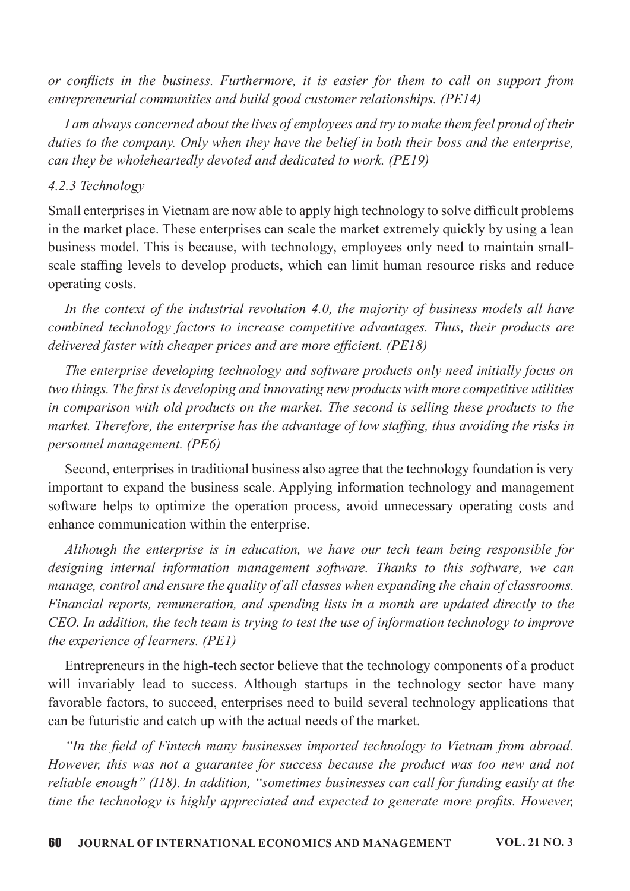*or conflicts in the business. Furthermore, it is easier for them to call on support from entrepreneurial communities and build good customer relationships. (PE14)*

*I am always concerned about the lives of employees and try to make them feel proud of their duties to the company. Only when they have the belief in both their boss and the enterprise, can they be wholeheartedly devoted and dedicated to work. (PE19)*

#### *4.2.3 Technology*

Small enterprises in Vietnam are now able to apply high technology to solve difficult problems in the market place. These enterprises can scale the market extremely quickly by using a lean business model. This is because, with technology, employees only need to maintain small-scale staffing levels to develop products, which can limit human resource risks and reduce operating costs.

*In the context of the industrial revolution 4.0, the majority of business models all have combined technology factors to increase competitive advantages. Thus, their products are delivered faster with cheaper prices and are more efficient. (PE18)*

*The enterprise developing technology and software products only need initially focus on two things. The first is developing and innovating new products with more competitive utilities in comparison with old products on the market. The second is selling these products to the market. Therefore, the enterprise has the advantage of low staffing, thus avoiding the risks in personnel management. (PE6)*

Second, enterprises in traditional business also agree that the technology foundation is very important to expand the business scale. Applying information technology and management software helps to optimize the operation process, avoid unnecessary operating costs and enhance communication within the enterprise.

*Although the enterprise is in education, we have our tech team being responsible for designing internal information management software. Thanks to this software, we can manage, control and ensure the quality of all classes when expanding the chain of classrooms. Financial reports, remuneration, and spending lists in a month are updated directly to the CEO. In addition, the tech team is trying to test the use of information technology to improve the experience of learners. (PE1)*

Entrepreneurs in the high-tech sector believe that the technology components of a product will invariably lead to success. Although startups in the technology sector have many favorable factors, to succeed, enterprises need to build several technology applications that can be futuristic and catch up with the actual needs of the market.

*"In the field of Fintech many businesses imported technology to Vietnam from abroad. However, this was not a guarantee for success because the product was too new and not reliable enough" (I18). In addition, "sometimes businesses can call for funding easily at the time the technology is highly appreciated and expected to generate more profits. However,*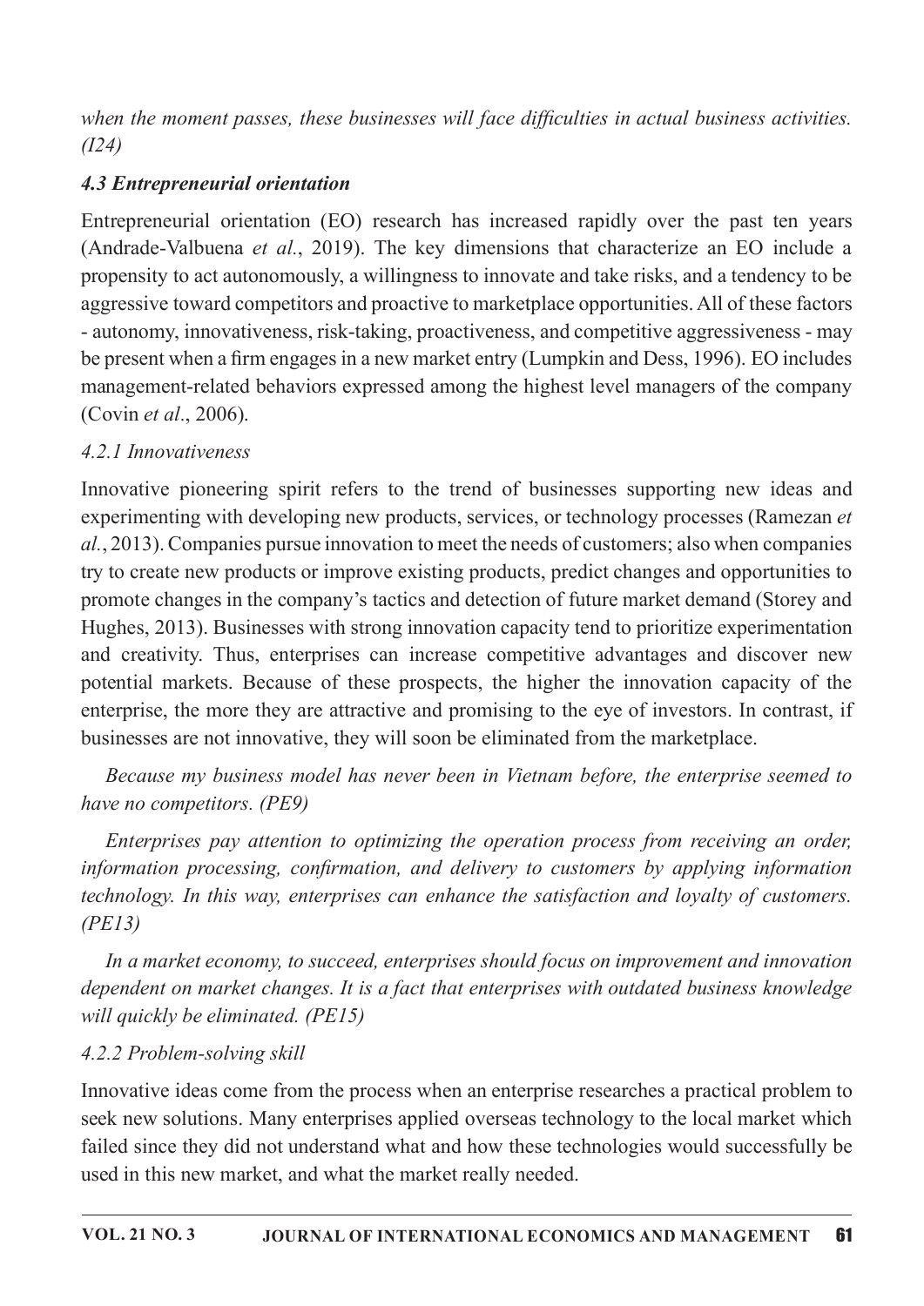*when the moment passes, these businesses will face difficulties in actual business activities. (I24)*

### *4.3 Entrepreneurial orientation*

Entrepreneurial orientation (EO) research has increased rapidly over the past ten years (Andrade-Valbuena *et al.*, 2019). The key dimensions that characterize an EO include a propensity to act autonomously, a willingness to innovate and take risks, and a tendency to be aggressive toward competitors and proactive to marketplace opportunities. All of these factors - autonomy, innovativeness, risk-taking, proactiveness, and competitive aggressiveness - may be present when a firm engages in a new market entry (Lumpkin and Dess, 1996). EO includes management-related behaviors expressed among the highest level managers of the company (Covin *et al*., 2006).

#### *4.2.1 Innovativeness*

Innovative pioneering spirit refers to the trend of businesses supporting new ideas and experimenting with developing new products, services, or technology processes (Ramezan *et al.*, 2013). Companies pursue innovation to meet the needs of customers; also when companies try to create new products or improve existing products, predict changes and opportunities to promote changes in the company's tactics and detection of future market demand (Storey and Hughes, 2013). Businesses with strong innovation capacity tend to prioritize experimentation and creativity. Thus, enterprises can increase competitive advantages and discover new potential markets. Because of these prospects, the higher the innovation capacity of the enterprise, the more they are attractive and promising to the eye of investors. In contrast, if businesses are not innovative, they will soon be eliminated from the marketplace.

*Because my business model has never been in Vietnam before, the enterprise seemed to have no competitors. (PE9)*

*Enterprises pay attention to optimizing the operation process from receiving an order, information processing, confirmation, and delivery to customers by applying information technology. In this way, enterprises can enhance the satisfaction and loyalty of customers. (PE13)*

*In a market economy, to succeed, enterprises should focus on improvement and innovation dependent on market changes. It is a fact that enterprises with outdated business knowledge will quickly be eliminated. (PE15)*

#### *4.2.2 Problem-solving skill*

Innovative ideas come from the process when an enterprise researches a practical problem to seek new solutions. Many enterprises applied overseas technology to the local market which failed since they did not understand what and how these technologies would successfully be used in this new market, and what the market really needed.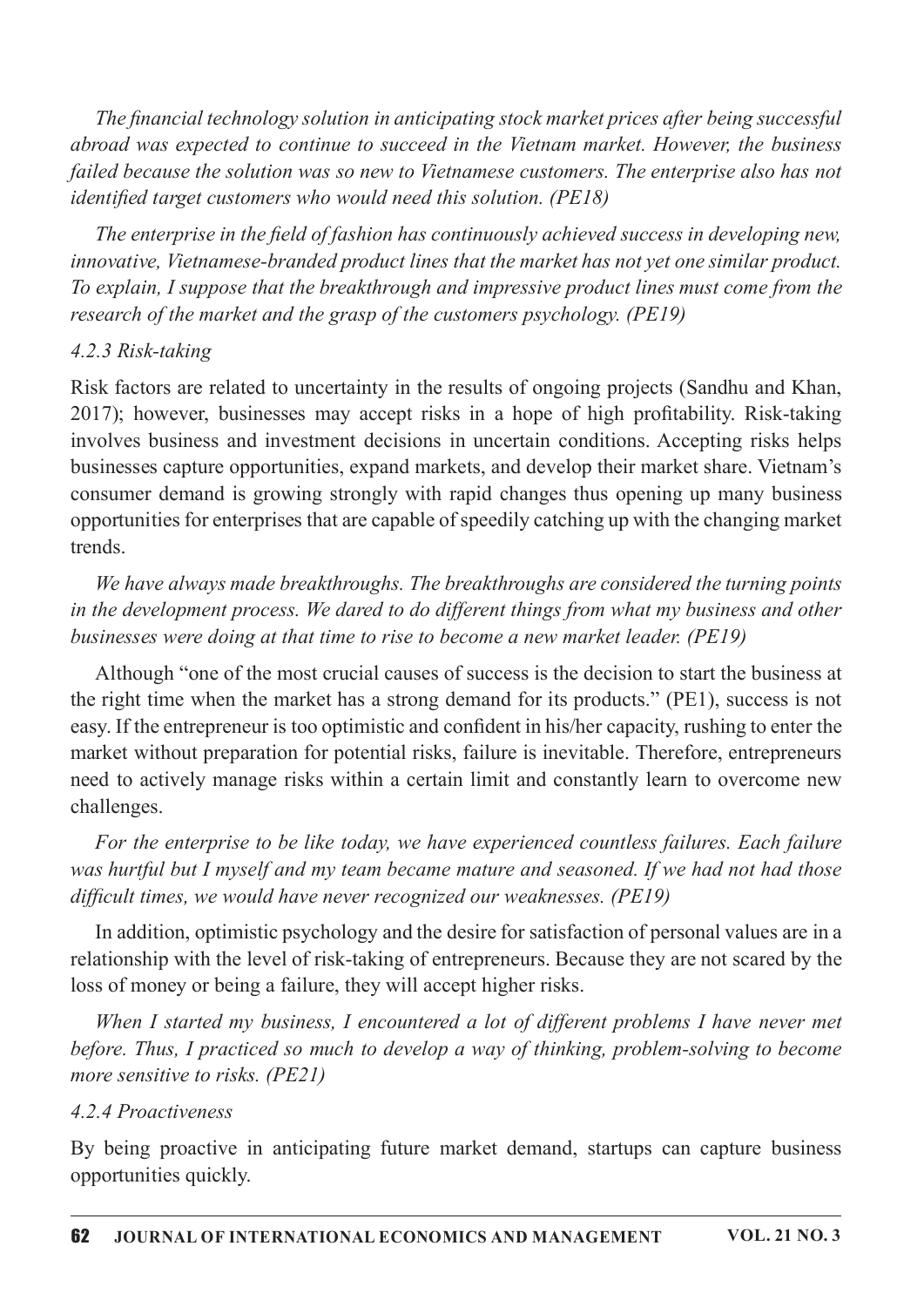*The financial technology solution in anticipating stock market prices after being successful abroad was expected to continue to succeed in the Vietnam market. However, the business failed because the solution was so new to Vietnamese customers. The enterprise also has not identified target customers who would need this solution. (PE18)*

*The enterprise in the field of fashion has continuously achieved success in developing new, innovative, Vietnamese-branded product lines that the market has not yet one similar product. To explain, I suppose that the breakthrough and impressive product lines must come from the research of the market and the grasp of the customers psychology. (PE19)*

#### *4.2.3 Risk-taking*

Risk factors are related to uncertainty in the results of ongoing projects (Sandhu and Khan, 2017); however, businesses may accept risks in a hope of high profitability. Risk-taking involves business and investment decisions in uncertain conditions. Accepting risks helps businesses capture opportunities, expand markets, and develop their market share. Vietnam's consumer demand is growing strongly with rapid changes thus opening up many business opportunities for enterprises that are capable of speedily catching up with the changing market trends.

*We have always made breakthroughs. The breakthroughs are considered the turning points in the development process. We dared to do different things from what my business and other businesses were doing at that time to rise to become a new market leader. (PE19)*

Although "one of the most crucial causes of success is the decision to start the business at the right time when the market has a strong demand for its products." (PE1), success is not easy. If the entrepreneur is too optimistic and confident in his/her capacity, rushing to enter the market without preparation for potential risks, failure is inevitable. Therefore, entrepreneurs need to actively manage risks within a certain limit and constantly learn to overcome new challenges.

*For the enterprise to be like today, we have experienced countless failures. Each failure was hurtful but I myself and my team became mature and seasoned. If we had not had those difficult times, we would have never recognized our weaknesses. (PE19)*

In addition, optimistic psychology and the desire for satisfaction of personal values are in a relationship with the level of risk-taking of entrepreneurs. Because they are not scared by the loss of money or being a failure, they will accept higher risks.

*When I started my business, I encountered a lot of different problems I have never met before. Thus, I practiced so much to develop a way of thinking, problem-solving to become more sensitive to risks. (PE21)*

#### *4.2.4 Proactiveness*

By being proactive in anticipating future market demand, startups can capture business opportunities quickly.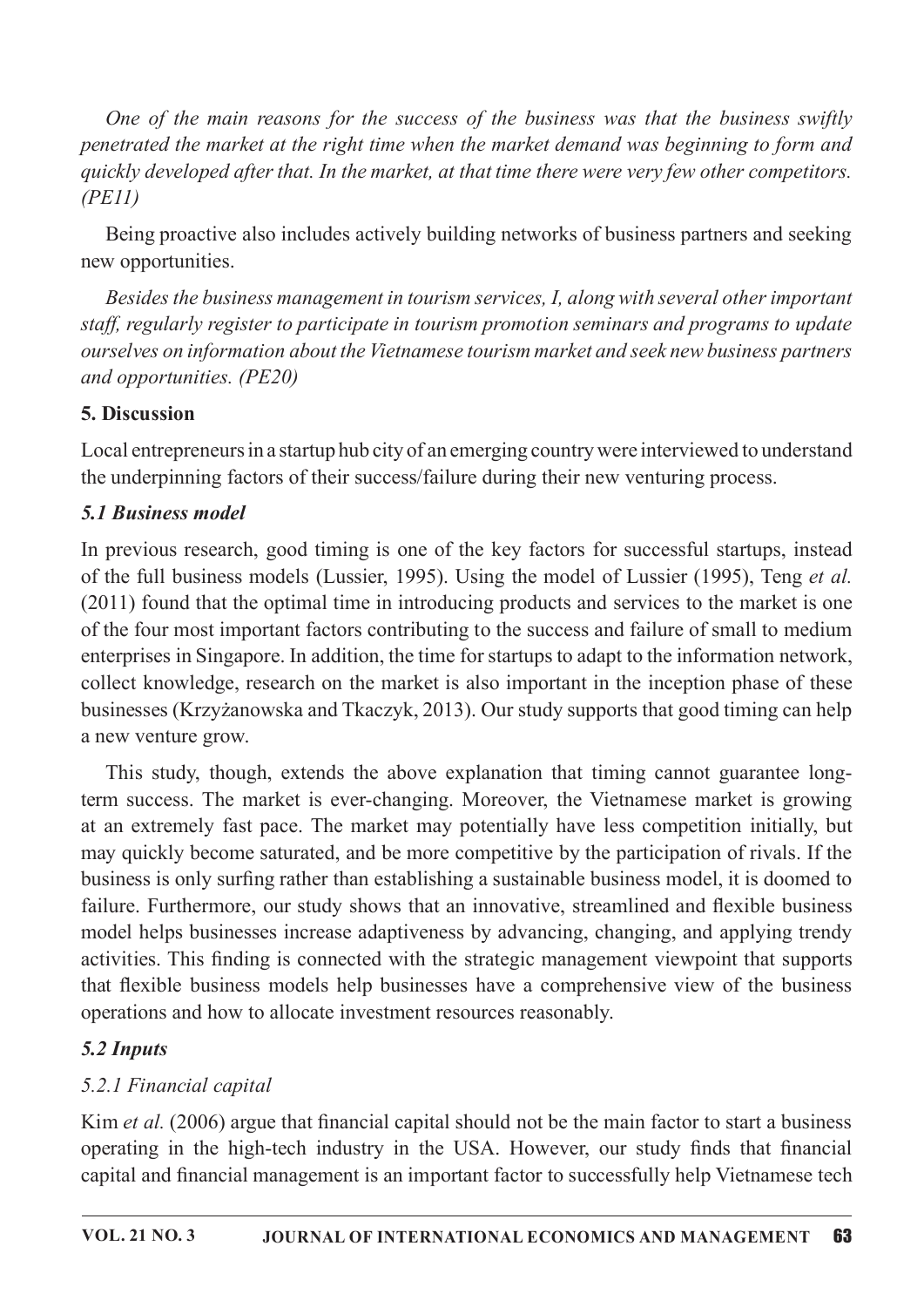*One of the main reasons for the success of the business was that the business swiftly penetrated the market at the right time when the market demand was beginning to form and quickly developed after that. In the market, at that time there were very few other competitors. (PE11)*

Being proactive also includes actively building networks of business partners and seeking new opportunities.

*Besides the business management in tourism services, I, along with several other important staff, regularly register to participate in tourism promotion seminars and programs to update ourselves on information about the Vietnamese tourism market and seek new business partners and opportunities. (PE20)*

## 5. Discussion

Local entrepreneurs in a startup hub city of an emerging country were interviewed to understand the underpinning factors of their success/failure during their new venturing process.

### *5.1 Business model*

In previous research, good timing is one of the key factors for successful startups, instead of the full business models (Lussier, 1995). Using the model of Lussier (1995), Teng *et al.* (2011) found that the optimal time in introducing products and services to the market is one of the four most important factors contributing to the success and failure of small to medium enterprises in Singapore. In addition, the time for startups to adapt to the information network, collect knowledge, research on the market is also important in the inception phase of these businesses (Krzyżanowska and Tkaczyk, 2013). Our study supports that good timing can help a new venture grow.

This study, though, extends the above explanation that timing cannot guarantee long-term success. The market is ever-changing. Moreover, the Vietnamese market is growing at an extremely fast pace. The market may potentially have less competition initially, but may quickly become saturated, and be more competitive by the participation of rivals. If the business is only surfing rather than establishing a sustainable business model, it is doomed to failure. Furthermore, our study shows that an innovative, streamlined and flexible business model helps businesses increase adaptiveness by advancing, changing, and applying trendy activities. This finding is connected with the strategic management viewpoint that supports that flexible business models help businesses have a comprehensive view of the business operations and how to allocate investment resources reasonably.

### *5.2 Inputs*

#### *5.2.1 Financial capital*

Kim *et al.* (2006) argue that financial capital should not be the main factor to start a business operating in the high-tech industry in the USA. However, our study finds that financial capital and financial management is an important factor to successfully help Vietnamese tech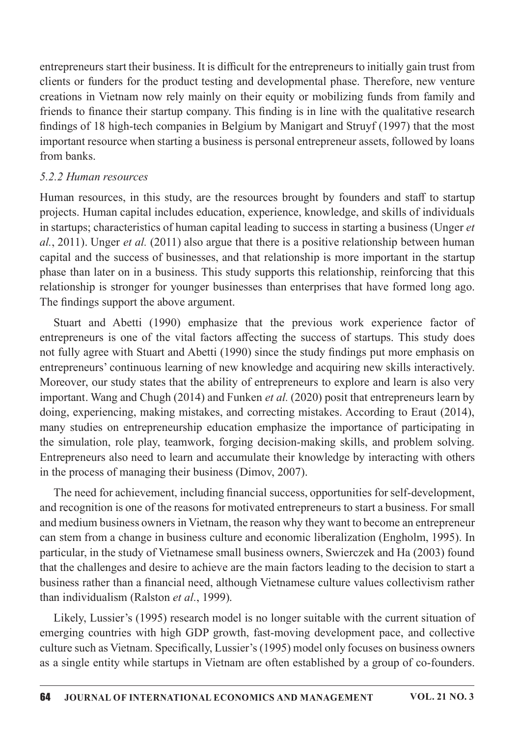entrepreneurs start their business. It is difficult for the entrepreneurs to initially gain trust from clients or funders for the product testing and developmental phase. Therefore, new venture creations in Vietnam now rely mainly on their equity or mobilizing funds from family and friends to finance their startup company. This finding is in line with the qualitative research findings of 18 high-tech companies in Belgium by Manigart and Struyf (1997) that the most important resource when starting a business is personal entrepreneur assets, followed by loans from banks.

### *5.2.2 Human resources*

Human resources, in this study, are the resources brought by founders and staff to startup projects. Human capital includes education, experience, knowledge, and skills of individuals in startups; characteristics of human capital leading to success in starting a business (Unger *et al.*, 2011). Unger *et al.* (2011) also argue that there is a positive relationship between human capital and the success of businesses, and that relationship is more important in the startup phase than later on in a business. This study supports this relationship, reinforcing that this relationship is stronger for younger businesses than enterprises that have formed long ago. The findings support the above argument.

Stuart and Abetti (1990) emphasize that the previous work experience factor of entrepreneurs is one of the vital factors affecting the success of startups. This study does not fully agree with Stuart and Abetti (1990) since the study findings put more emphasis on entrepreneurs' continuous learning of new knowledge and acquiring new skills interactively. Moreover, our study states that the ability of entrepreneurs to explore and learn is also very important. Wang and Chugh (2014) and Funken *et al.* (2020) posit that entrepreneurs learn by doing, experiencing, making mistakes, and correcting mistakes. According to Eraut (2014), many studies on entrepreneurship education emphasize the importance of participating in the simulation, role play, teamwork, forging decision-making skills, and problem solving. Entrepreneurs also need to learn and accumulate their knowledge by interacting with others in the process of managing their business (Dimov, 2007).

The need for achievement, including financial success, opportunities for self-development, and recognition is one of the reasons for motivated entrepreneurs to start a business. For small and medium business owners in Vietnam, the reason why they want to become an entrepreneur can stem from a change in business culture and economic liberalization (Engholm, 1995). In particular, in the study of Vietnamese small business owners, Swierczek and Ha (2003) found that the challenges and desire to achieve are the main factors leading to the decision to start a business rather than a financial need, although Vietnamese culture values collectivism rather than individualism (Ralston *et al.*, 1999).

Likely, Lussier's (1995) research model is no longer suitable with the current situation of emerging countries with high GDP growth, fast-moving development pace, and collective culture such as Vietnam. Specifically, Lussier's (1995) model only focuses on business owners as a single entity while startups in Vietnam are often established by a group of co-founders.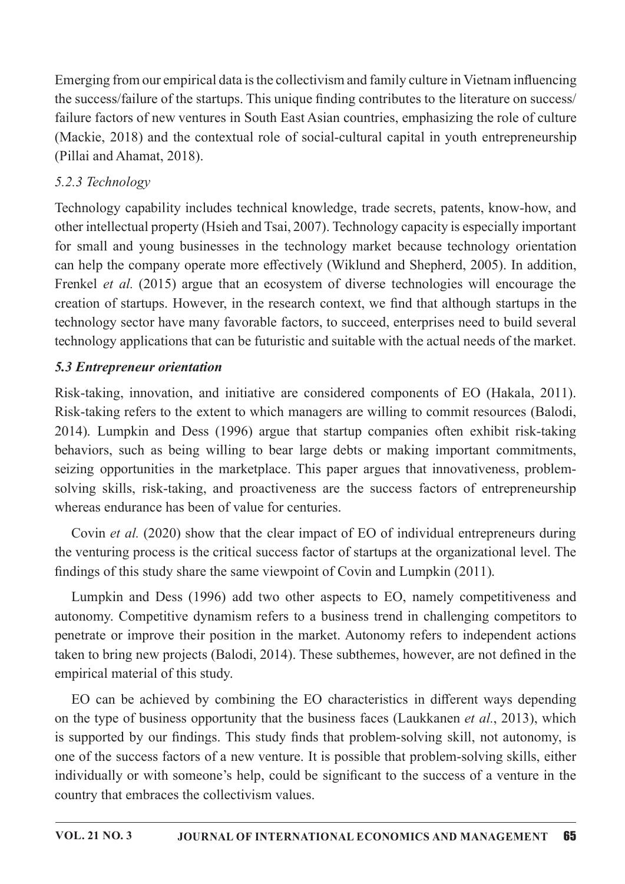Emerging from our empirical data is the collectivism and family culture in Vietnam influencing the success/failure of the startups. This unique finding contributes to the literature on success/failure factors of new ventures in South East Asian countries, emphasizing the role of culture (Mackie, 2018) and the contextual role of social-cultural capital in youth entrepreneurship (Pillai and Ahamat, 2018).

#### *5.2.3 Technology*

Technology capability includes technical knowledge, trade secrets, patents, know-how, and other intellectual property (Hsieh and Tsai, 2007). Technology capacity is especially important for small and young businesses in the technology market because technology orientation can help the company operate more effectively (Wiklund and Shepherd, 2005). In addition, Frenkel *et al.* (2015) argue that an ecosystem of diverse technologies will encourage the creation of startups. However, in the research context, we find that although startups in the technology sector have many favorable factors, to succeed, enterprises need to build several technology applications that can be futuristic and suitable with the actual needs of the market.

### *5.3 Entrepreneur orientation*

Risk-taking, innovation, and initiative are considered components of EO (Hakala, 2011). Risk-taking refers to the extent to which managers are willing to commit resources (Balodi, 2014). Lumpkin and Dess (1996) argue that startup companies often exhibit risk-taking behaviors, such as being willing to bear large debts or making important commitments, seizing opportunities in the marketplace. This paper argues that innovativeness, problem-solving skills, risk-taking, and proactiveness are the success factors of entrepreneurship whereas endurance has been of value for centuries.

Covin *et al.* (2020) show that the clear impact of EO of individual entrepreneurs during the venturing process is the critical success factor of startups at the organizational level. The findings of this study share the same viewpoint of Covin and Lumpkin (2011).

Lumpkin and Dess (1996) add two other aspects to EO, namely competitiveness and autonomy. Competitive dynamism refers to a business trend in challenging competitors to penetrate or improve their position in the market. Autonomy refers to independent actions taken to bring new projects (Balodi, 2014). These subthemes, however, are not defined in the empirical material of this study.

EO can be achieved by combining the EO characteristics in different ways depending on the type of business opportunity that the business faces (Laukkanen *et al.*, 2013), which is supported by our findings. This study finds that problem-solving skill, not autonomy, is one of the success factors of a new venture. It is possible that problem-solving skills, either individually or with someone's help, could be significant to the success of a venture in the country that embraces the collectivism values.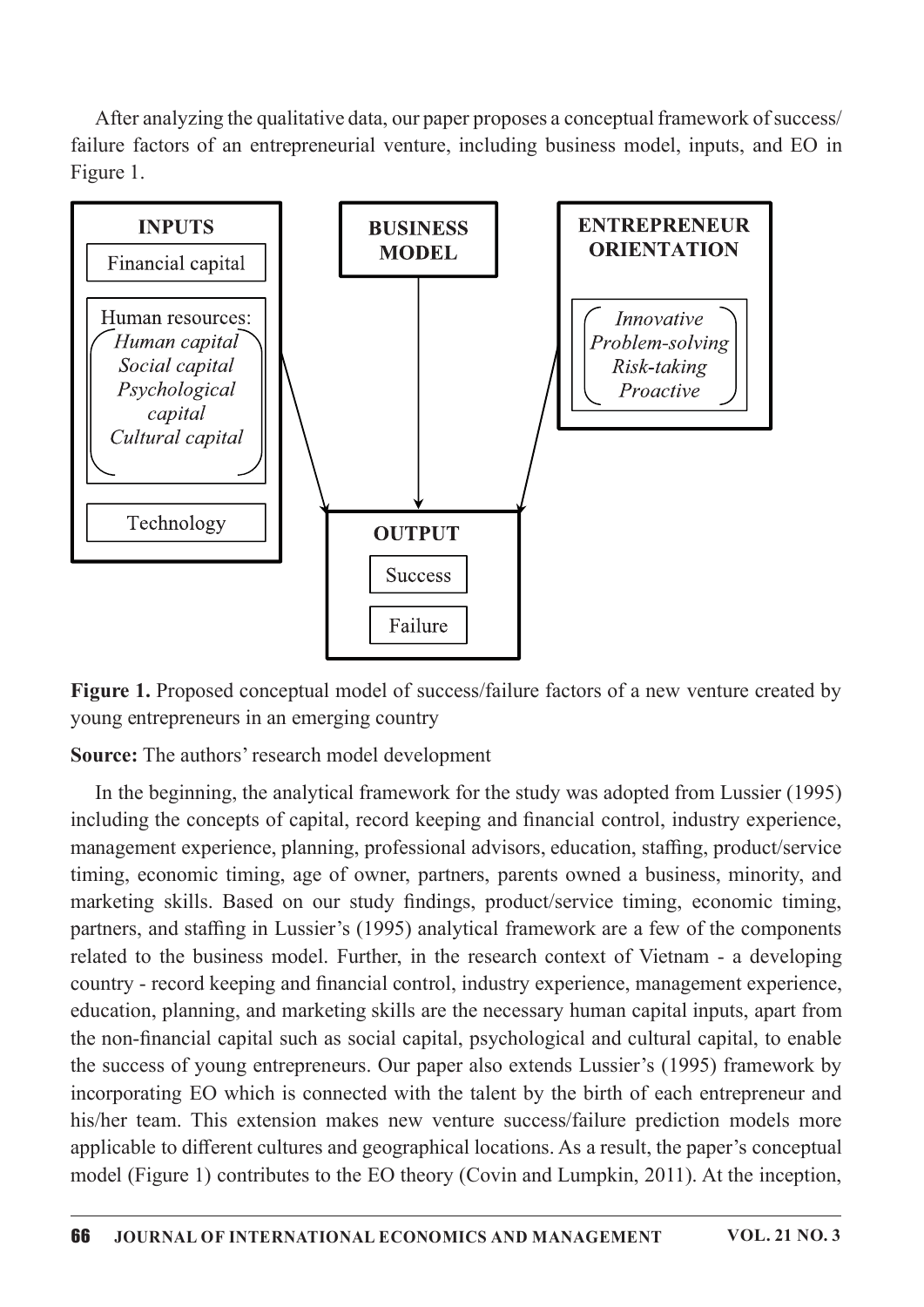After analyzing the qualitative data, our paper proposes a conceptual framework of success/failure factors of an entrepreneurial venture, including business model, inputs, and EO in Figure 1.

INPUTS

Financial capital

Human resources:
*Human capital*
*Social capital*
*Psychological capital*
*Cultural capital*

Technology

BUSINESS MODEL

ENTREPRENEUR ORIENTATION

*Innovative*
*Problem-solving*
*Risk-taking*
*Proactive*

OUTPUT

Success

Failure

**Figure 1.** Proposed conceptual model of success/failure factors of a new venture created by young entrepreneurs in an emerging country

**Source:** The authors' research model development

In the beginning, the analytical framework for the study was adopted from Lussier (1995) including the concepts of capital, record keeping and financial control, industry experience, management experience, planning, professional advisors, education, staffing, product/service timing, economic timing, age of owner, partners, parents owned a business, minority, and marketing skills. Based on our study findings, product/service timing, economic timing, partners, and staffing in Lussier's (1995) analytical framework are a few of the components related to the business model. Further, in the research context of Vietnam - a developing country - record keeping and financial control, industry experience, management experience, education, planning, and marketing skills are the necessary human capital inputs, apart from the non-financial capital such as social capital, psychological and cultural capital, to enable the success of young entrepreneurs. Our paper also extends Lussier's (1995) framework by incorporating EO which is connected with the talent by the birth of each entrepreneur and his/her team. This extension makes new venture success/failure prediction models more applicable to different cultures and geographical locations. As a result, the paper's conceptual model (Figure 1) contributes to the EO theory (Covin and Lumpkin, 2011). At the inception,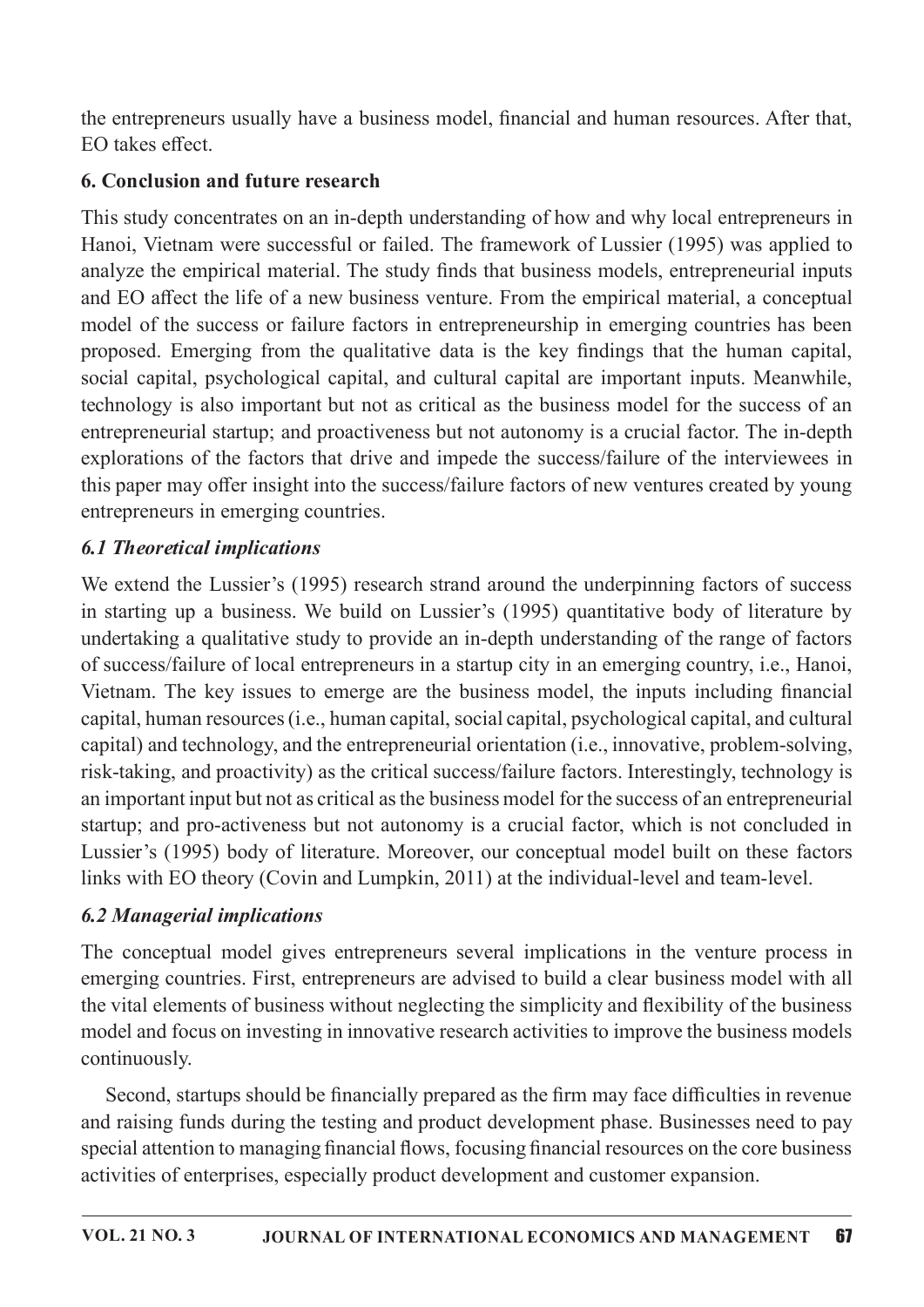the entrepreneurs usually have a business model, financial and human resources. After that, EO takes effect.

## 6. Conclusion and future research

This study concentrates on an in-depth understanding of how and why local entrepreneurs in Hanoi, Vietnam were successful or failed. The framework of Lussier (1995) was applied to analyze the empirical material. The study finds that business models, entrepreneurial inputs and EO affect the life of a new business venture. From the empirical material, a conceptual model of the success or failure factors in entrepreneurship in emerging countries has been proposed. Emerging from the qualitative data is the key findings that the human capital, social capital, psychological capital, and cultural capital are important inputs. Meanwhile, technology is also important but not as critical as the business model for the success of an entrepreneurial startup; and proactiveness but not autonomy is a crucial factor. The in-depth explorations of the factors that drive and impede the success/failure of the interviewees in this paper may offer insight into the success/failure factors of new ventures created by young entrepreneurs in emerging countries.

### *6.1 Theoretical implications*

We extend the Lussier's (1995) research strand around the underpinning factors of success in starting up a business. We build on Lussier's (1995) quantitative body of literature by undertaking a qualitative study to provide an in-depth understanding of the range of factors of success/failure of local entrepreneurs in a startup city in an emerging country, i.e., Hanoi, Vietnam. The key issues to emerge are the business model, the inputs including financial capital, human resources (i.e., human capital, social capital, psychological capital, and cultural capital) and technology, and the entrepreneurial orientation (i.e., innovative, problem-solving, risk-taking, and proactivity) as the critical success/failure factors. Interestingly, technology is an important input but not as critical as the business model for the success of an entrepreneurial startup; and pro-activeness but not autonomy is a crucial factor, which is not concluded in Lussier's (1995) body of literature. Moreover, our conceptual model built on these factors links with EO theory (Covin and Lumpkin, 2011) at the individual-level and team-level.

### *6.2 Managerial implications*

The conceptual model gives entrepreneurs several implications in the venture process in emerging countries. First, entrepreneurs are advised to build a clear business model with all the vital elements of business without neglecting the simplicity and flexibility of the business model and focus on investing in innovative research activities to improve the business models continuously.

Second, startups should be financially prepared as the firm may face difficulties in revenue and raising funds during the testing and product development phase. Businesses need to pay special attention to managing financial flows, focusing financial resources on the core business activities of enterprises, especially product development and customer expansion.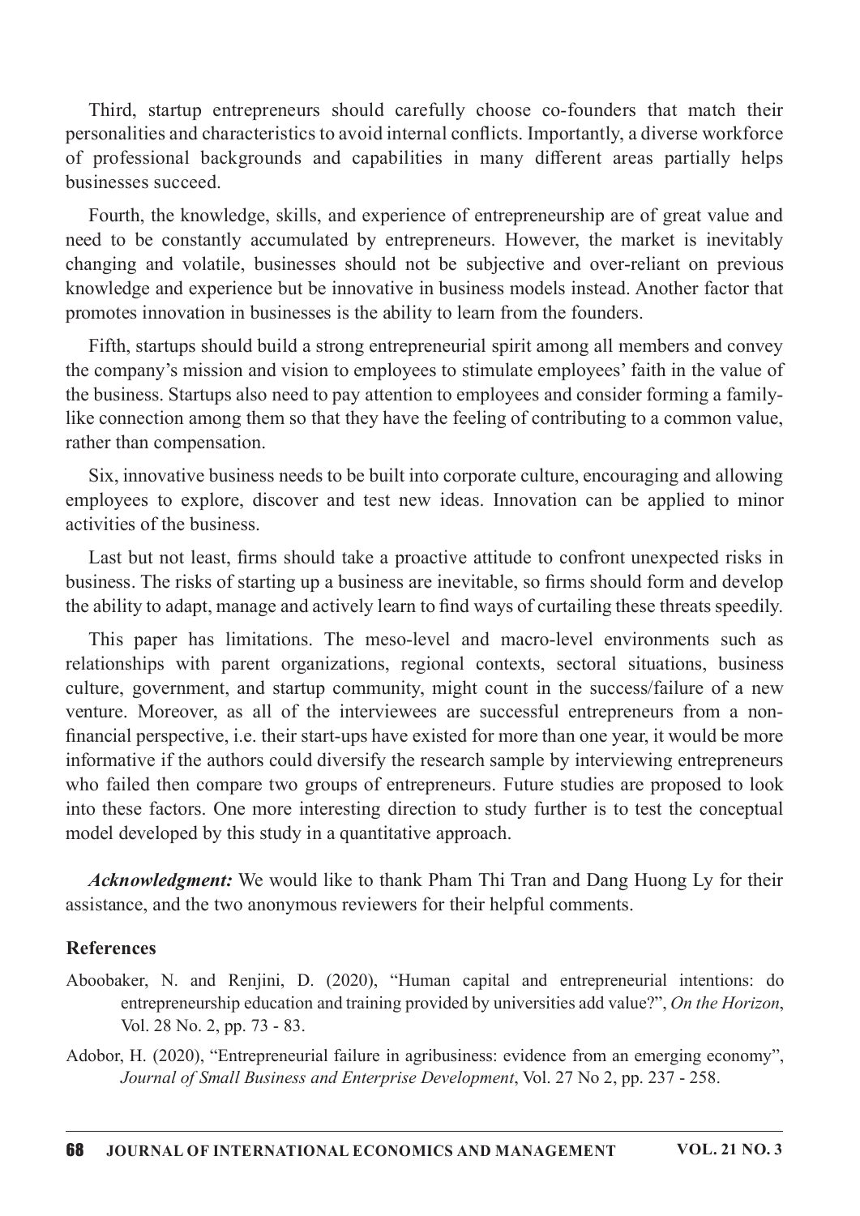Third, startup entrepreneurs should carefully choose co-founders that match their personalities and characteristics to avoid internal conflicts. Importantly, a diverse workforce of professional backgrounds and capabilities in many different areas partially helps businesses succeed.

Fourth, the knowledge, skills, and experience of entrepreneurship are of great value and need to be constantly accumulated by entrepreneurs. However, the market is inevitably changing and volatile, businesses should not be subjective and over-reliant on previous knowledge and experience but be innovative in business models instead. Another factor that promotes innovation in businesses is the ability to learn from the founders.

Fifth, startups should build a strong entrepreneurial spirit among all members and convey the company's mission and vision to employees to stimulate employees' faith in the value of the business. Startups also need to pay attention to employees and consider forming a family-like connection among them so that they have the feeling of contributing to a common value, rather than compensation.

Six, innovative business needs to be built into corporate culture, encouraging and allowing employees to explore, discover and test new ideas. Innovation can be applied to minor activities of the business.

Last but not least, firms should take a proactive attitude to confront unexpected risks in business. The risks of starting up a business are inevitable, so firms should form and develop the ability to adapt, manage and actively learn to find ways of curtailing these threats speedily.

This paper has limitations. The meso-level and macro-level environments such as relationships with parent organizations, regional contexts, sectoral situations, business culture, government, and startup community, might count in the success/failure of a new venture. Moreover, as all of the interviewees are successful entrepreneurs from a non-financial perspective, i.e. their start-ups have existed for more than one year, it would be more informative if the authors could diversify the research sample by interviewing entrepreneurs who failed then compare two groups of entrepreneurs. Future studies are proposed to look into these factors. One more interesting direction to study further is to test the conceptual model developed by this study in a quantitative approach.

***Acknowledgment:*** We would like to thank Pham Thi Tran and Dang Huong Ly for their assistance, and the two anonymous reviewers for their helpful comments.

## References

Aboobaker, N. and Renjini, D. (2020), "Human capital and entrepreneurial intentions: do entrepreneurship education and training provided by universities add value?", *On the Horizon*, Vol. 28 No. 2, pp. 73 - 83.

Adobor, H. (2020), "Entrepreneurial failure in agribusiness: evidence from an emerging economy", *Journal of Small Business and Enterprise Development*, Vol. 27 No 2, pp. 237 - 258.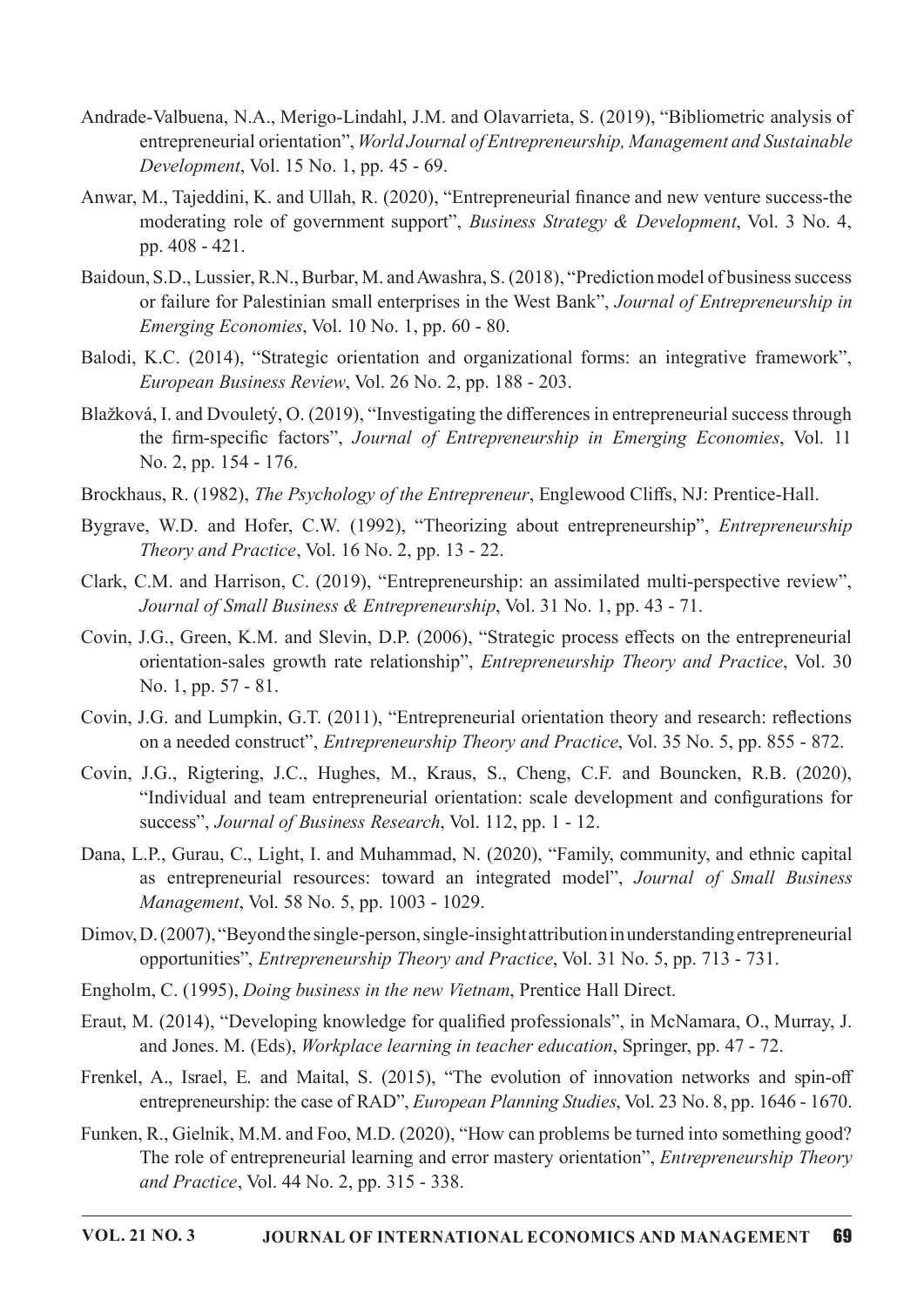Andrade-Valbuena, N.A., Merigo-Lindahl, J.M. and Olavarrieta, S. (2019), "Bibliometric analysis of entrepreneurial orientation", *World Journal of Entrepreneurship, Management and Sustainable Development*, Vol. 15 No. 1, pp. 45 - 69.

Anwar, M., Tajeddini, K. and Ullah, R. (2020), "Entrepreneurial finance and new venture success-the moderating role of government support", *Business Strategy & Development*, Vol. 3 No. 4, pp. 408 - 421.

Baidoun, S.D., Lussier, R.N., Burbar, M. and Awashra, S. (2018), "Prediction model of business success or failure for Palestinian small enterprises in the West Bank", *Journal of Entrepreneurship in Emerging Economies*, Vol. 10 No. 1, pp. 60 - 80.

Balodi, K.C. (2014), "Strategic orientation and organizational forms: an integrative framework", *European Business Review*, Vol. 26 No. 2, pp. 188 - 203.

Blažková, I. and Dvouletý, O. (2019), "Investigating the differences in entrepreneurial success through the firm-specific factors", *Journal of Entrepreneurship in Emerging Economies*, Vol. 11 No. 2, pp. 154 - 176.

Brockhaus, R. (1982), *The Psychology of the Entrepreneur*, Englewood Cliffs, NJ: Prentice-Hall.

Bygrave, W.D. and Hofer, C.W. (1992), "Theorizing about entrepreneurship", *Entrepreneurship Theory and Practice*, Vol. 16 No. 2, pp. 13 - 22.

Clark, C.M. and Harrison, C. (2019), "Entrepreneurship: an assimilated multi-perspective review", *Journal of Small Business & Entrepreneurship*, Vol. 31 No. 1, pp. 43 - 71.

Covin, J.G., Green, K.M. and Slevin, D.P. (2006), "Strategic process effects on the entrepreneurial orientation-sales growth rate relationship", *Entrepreneurship Theory and Practice*, Vol. 30 No. 1, pp. 57 - 81.

Covin, J.G. and Lumpkin, G.T. (2011), "Entrepreneurial orientation theory and research: reflections on a needed construct", *Entrepreneurship Theory and Practice*, Vol. 35 No. 5, pp. 855 - 872.

Covin, J.G., Rigtering, J.C., Hughes, M., Kraus, S., Cheng, C.F. and Bouncken, R.B. (2020), "Individual and team entrepreneurial orientation: scale development and configurations for success", *Journal of Business Research*, Vol. 112, pp. 1 - 12.

Dana, L.P., Gurau, C., Light, I. and Muhammad, N. (2020), "Family, community, and ethnic capital as entrepreneurial resources: toward an integrated model", *Journal of Small Business Management*, Vol. 58 No. 5, pp. 1003 - 1029.

Dimov, D. (2007), "Beyond the single-person, single-insight attribution in understanding entrepreneurial opportunities", *Entrepreneurship Theory and Practice*, Vol. 31 No. 5, pp. 713 - 731.

Engholm, C. (1995), *Doing business in the new Vietnam*, Prentice Hall Direct.

Eraut, M. (2014), "Developing knowledge for qualified professionals", in McNamara, O., Murray, J. and Jones. M. (Eds), *Workplace learning in teacher education*, Springer, pp. 47 - 72.

Frenkel, A., Israel, E. and Maital, S. (2015), "The evolution of innovation networks and spin-off entrepreneurship: the case of RAD", *European Planning Studies*, Vol. 23 No. 8, pp. 1646 - 1670.

Funken, R., Gielnik, M.M. and Foo, M.D. (2020), "How can problems be turned into something good? The role of entrepreneurial learning and error mastery orientation", *Entrepreneurship Theory and Practice*, Vol. 44 No. 2, pp. 315 - 338.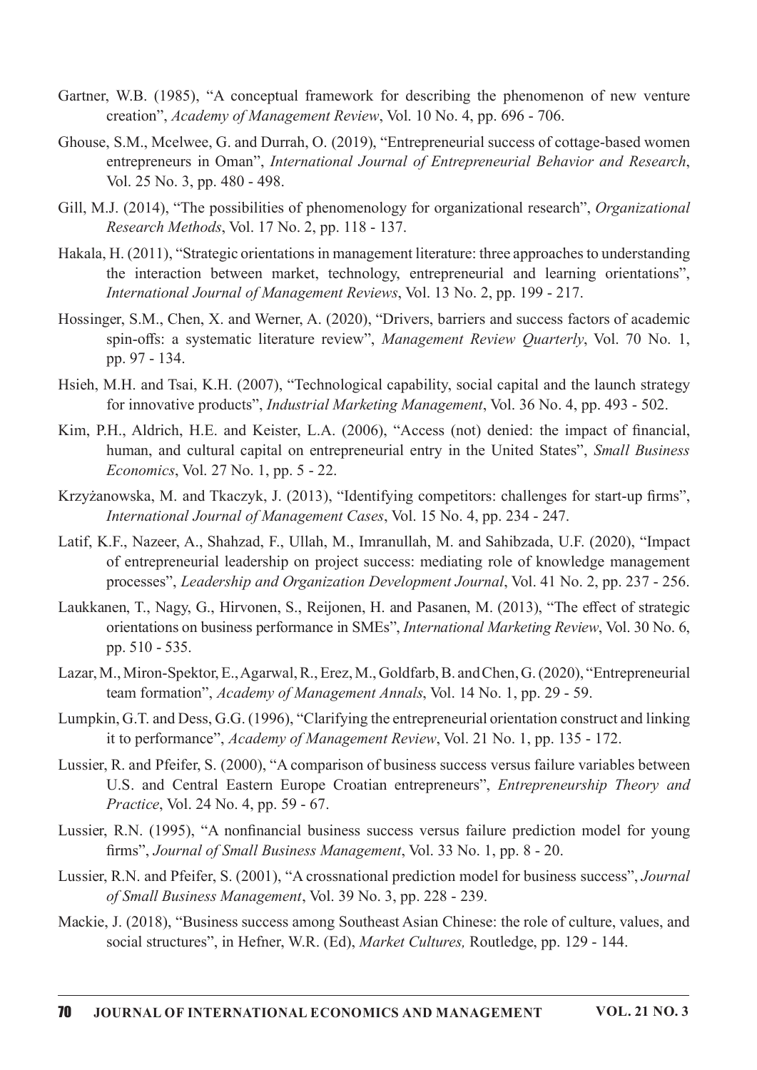Gartner, W.B. (1985), "A conceptual framework for describing the phenomenon of new venture creation", *Academy of Management Review*, Vol. 10 No. 4, pp. 696 - 706.

Ghouse, S.M., Mcelwee, G. and Durrah, O. (2019), "Entrepreneurial success of cottage-based women entrepreneurs in Oman", *International Journal of Entrepreneurial Behavior and Research*, Vol. 25 No. 3, pp. 480 - 498.

Gill, M.J. (2014), "The possibilities of phenomenology for organizational research", *Organizational Research Methods*, Vol. 17 No. 2, pp. 118 - 137.

Hakala, H. (2011), "Strategic orientations in management literature: three approaches to understanding the interaction between market, technology, entrepreneurial and learning orientations", *International Journal of Management Reviews*, Vol. 13 No. 2, pp. 199 - 217.

Hossinger, S.M., Chen, X. and Werner, A. (2020), "Drivers, barriers and success factors of academic spin-offs: a systematic literature review", *Management Review Quarterly*, Vol. 70 No. 1, pp. 97 - 134.

Hsieh, M.H. and Tsai, K.H. (2007), "Technological capability, social capital and the launch strategy for innovative products", *Industrial Marketing Management*, Vol. 36 No. 4, pp. 493 - 502.

Kim, P.H., Aldrich, H.E. and Keister, L.A. (2006), "Access (not) denied: the impact of financial, human, and cultural capital on entrepreneurial entry in the United States", *Small Business Economics*, Vol. 27 No. 1, pp. 5 - 22.

Krzyżanowska, M. and Tkaczyk, J. (2013), "Identifying competitors: challenges for start-up firms", *International Journal of Management Cases*, Vol. 15 No. 4, pp. 234 - 247.

Latif, K.F., Nazeer, A., Shahzad, F., Ullah, M., Imranullah, M. and Sahibzada, U.F. (2020), "Impact of entrepreneurial leadership on project success: mediating role of knowledge management processes", *Leadership and Organization Development Journal*, Vol. 41 No. 2, pp. 237 - 256.

Laukkanen, T., Nagy, G., Hirvonen, S., Reijonen, H. and Pasanen, M. (2013), "The effect of strategic orientations on business performance in SMEs", *International Marketing Review*, Vol. 30 No. 6, pp. 510 - 535.

Lazar, M., Miron-Spektor, E., Agarwal, R., Erez, M., Goldfarb, B. and Chen, G. (2020), "Entrepreneurial team formation", *Academy of Management Annals*, Vol. 14 No. 1, pp. 29 - 59.

Lumpkin, G.T. and Dess, G.G. (1996), "Clarifying the entrepreneurial orientation construct and linking it to performance", *Academy of Management Review*, Vol. 21 No. 1, pp. 135 - 172.

Lussier, R. and Pfeifer, S. (2000), "A comparison of business success versus failure variables between U.S. and Central Eastern Europe Croatian entrepreneurs", *Entrepreneurship Theory and Practice*, Vol. 24 No. 4, pp. 59 - 67.

Lussier, R.N. (1995), "A nonfinancial business success versus failure prediction model for young firms", *Journal of Small Business Management*, Vol. 33 No. 1, pp. 8 - 20.

Lussier, R.N. and Pfeifer, S. (2001), "A crossnational prediction model for business success", *Journal of Small Business Management*, Vol. 39 No. 3, pp. 228 - 239.

Mackie, J. (2018), "Business success among Southeast Asian Chinese: the role of culture, values, and social structures", in Hefner, W.R. (Ed), *Market Cultures,* Routledge, pp. 129 - 144.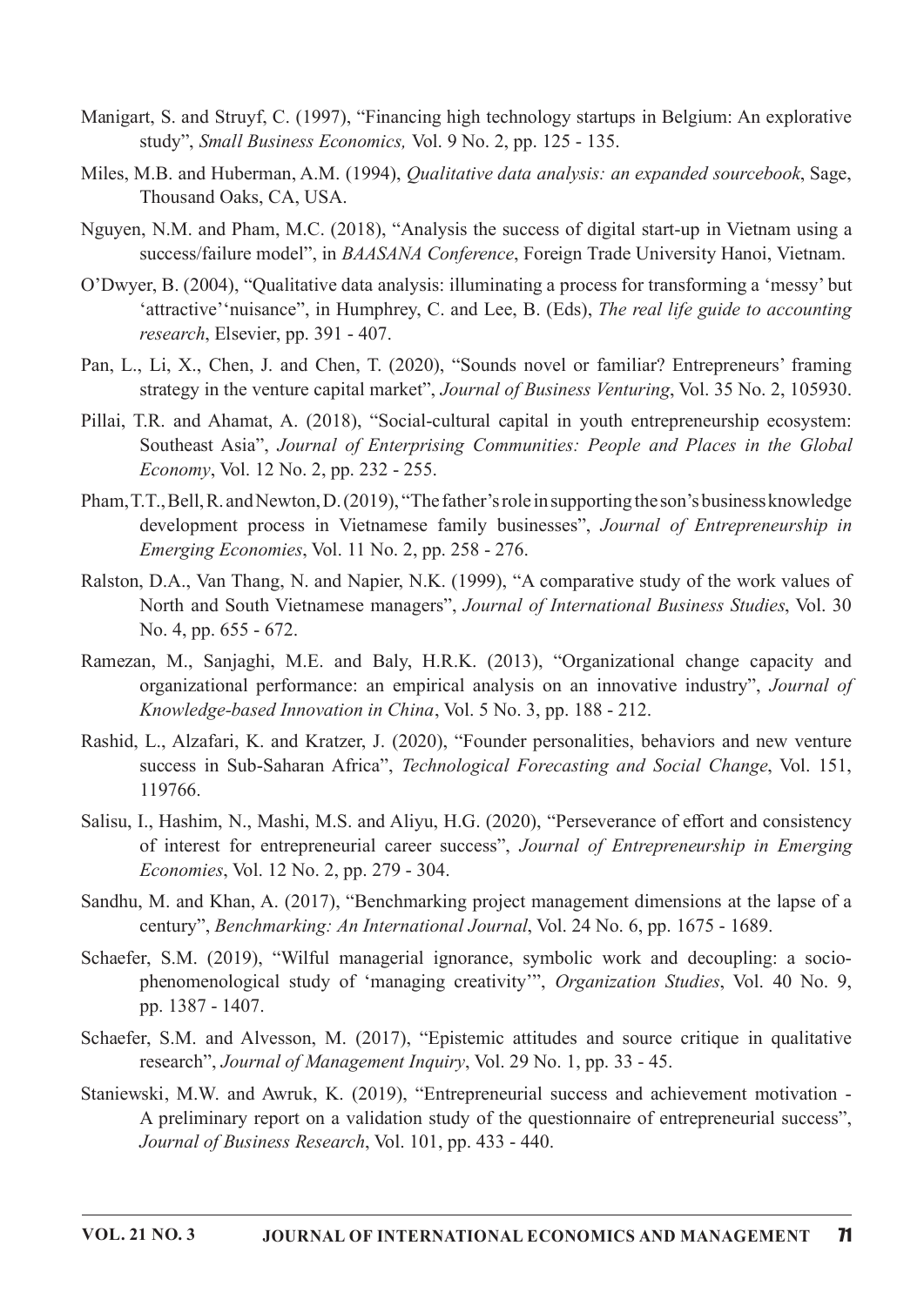Manigart, S. and Struyf, C. (1997), "Financing high technology startups in Belgium: An explorative study", *Small Business Economics,* Vol. 9 No. 2, pp. 125 - 135.

Miles, M.B. and Huberman, A.M. (1994), *Qualitative data analysis: an expanded sourcebook*, Sage, Thousand Oaks, CA, USA.

Nguyen, N.M. and Pham, M.C. (2018), "Analysis the success of digital start-up in Vietnam using a success/failure model", in *BAASANA Conference*, Foreign Trade University Hanoi, Vietnam.

O'Dwyer, B. (2004), "Qualitative data analysis: illuminating a process for transforming a 'messy' but 'attractive''nuisance", in Humphrey, C. and Lee, B. (Eds), *The real life guide to accounting research*, Elsevier, pp. 391 - 407.

Pan, L., Li, X., Chen, J. and Chen, T. (2020), "Sounds novel or familiar? Entrepreneurs' framing strategy in the venture capital market", *Journal of Business Venturing*, Vol. 35 No. 2, 105930.

Pillai, T.R. and Ahamat, A. (2018), "Social-cultural capital in youth entrepreneurship ecosystem: Southeast Asia", *Journal of Enterprising Communities: People and Places in the Global Economy*, Vol. 12 No. 2, pp. 232 - 255.

Pham, T.T., Bell, R. and Newton, D. (2019), "The father's role in supporting the son's business knowledge development process in Vietnamese family businesses", *Journal of Entrepreneurship in Emerging Economies*, Vol. 11 No. 2, pp. 258 - 276.

Ralston, D.A., Van Thang, N. and Napier, N.K. (1999), "A comparative study of the work values of North and South Vietnamese managers", *Journal of International Business Studies*, Vol. 30 No. 4, pp. 655 - 672.

Ramezan, M., Sanjaghi, M.E. and Baly, H.R.K. (2013), "Organizational change capacity and organizational performance: an empirical analysis on an innovative industry", *Journal of Knowledge-based Innovation in China*, Vol. 5 No. 3, pp. 188 - 212.

Rashid, L., Alzafari, K. and Kratzer, J. (2020), "Founder personalities, behaviors and new venture success in Sub-Saharan Africa", *Technological Forecasting and Social Change*, Vol. 151, 119766.

Salisu, I., Hashim, N., Mashi, M.S. and Aliyu, H.G. (2020), "Perseverance of effort and consistency of interest for entrepreneurial career success", *Journal of Entrepreneurship in Emerging Economies*, Vol. 12 No. 2, pp. 279 - 304.

Sandhu, M. and Khan, A. (2017), "Benchmarking project management dimensions at the lapse of a century", *Benchmarking: An International Journal*, Vol. 24 No. 6, pp. 1675 - 1689.

Schaefer, S.M. (2019), "Wilful managerial ignorance, symbolic work and decoupling: a socio-phenomenological study of 'managing creativity'", *Organization Studies*, Vol. 40 No. 9, pp. 1387 - 1407.

Schaefer, S.M. and Alvesson, M. (2017), "Epistemic attitudes and source critique in qualitative research", *Journal of Management Inquiry*, Vol. 29 No. 1, pp. 33 - 45.

Staniewski, M.W. and Awruk, K. (2019), "Entrepreneurial success and achievement motivation - A preliminary report on a validation study of the questionnaire of entrepreneurial success", *Journal of Business Research*, Vol. 101, pp. 433 - 440.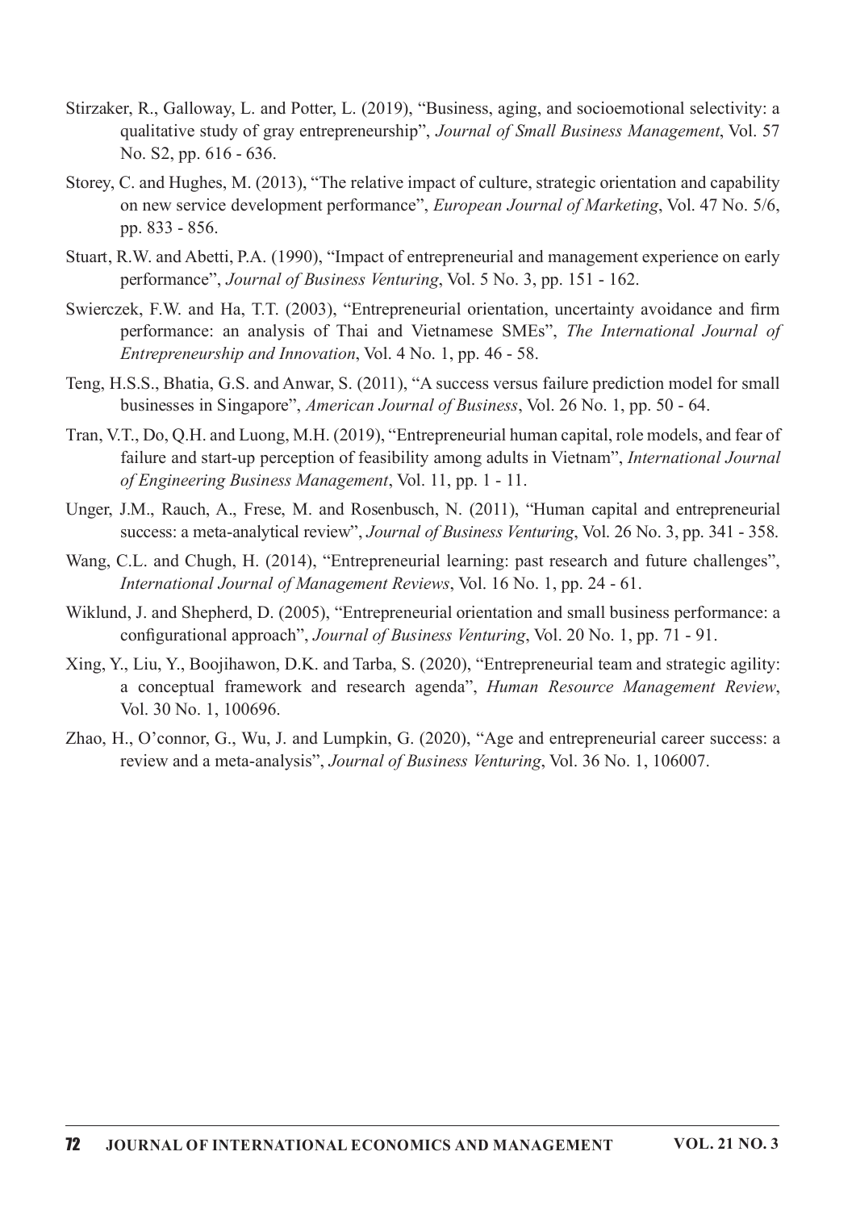Stirzaker, R., Galloway, L. and Potter, L. (2019), "Business, aging, and socioemotional selectivity: a qualitative study of gray entrepreneurship", *Journal of Small Business Management*, Vol. 57 No. S2, pp. 616 - 636.

Storey, C. and Hughes, M. (2013), "The relative impact of culture, strategic orientation and capability on new service development performance", *European Journal of Marketing*, Vol. 47 No. 5/6, pp. 833 - 856.

Stuart, R.W. and Abetti, P.A. (1990), "Impact of entrepreneurial and management experience on early performance", *Journal of Business Venturing*, Vol. 5 No. 3, pp. 151 - 162.

Swierczek, F.W. and Ha, T.T. (2003), "Entrepreneurial orientation, uncertainty avoidance and firm performance: an analysis of Thai and Vietnamese SMEs", *The International Journal of Entrepreneurship and Innovation*, Vol. 4 No. 1, pp. 46 - 58.

Teng, H.S.S., Bhatia, G.S. and Anwar, S. (2011), "A success versus failure prediction model for small businesses in Singapore", *American Journal of Business*, Vol. 26 No. 1, pp. 50 - 64.

Tran, V.T., Do, Q.H. and Luong, M.H. (2019), "Entrepreneurial human capital, role models, and fear of failure and start-up perception of feasibility among adults in Vietnam", *International Journal of Engineering Business Management*, Vol. 11, pp. 1 - 11.

Unger, J.M., Rauch, A., Frese, M. and Rosenbusch, N. (2011), "Human capital and entrepreneurial success: a meta-analytical review", *Journal of Business Venturing*, Vol. 26 No. 3, pp. 341 - 358.

Wang, C.L. and Chugh, H. (2014), "Entrepreneurial learning: past research and future challenges", *International Journal of Management Reviews*, Vol. 16 No. 1, pp. 24 - 61.

Wiklund, J. and Shepherd, D. (2005), "Entrepreneurial orientation and small business performance: a configurational approach", *Journal of Business Venturing*, Vol. 20 No. 1, pp. 71 - 91.

Xing, Y., Liu, Y., Boojihawon, D.K. and Tarba, S. (2020), "Entrepreneurial team and strategic agility: a conceptual framework and research agenda", *Human Resource Management Review*, Vol. 30 No. 1, 100696.

Zhao, H., O'connor, G., Wu, J. and Lumpkin, G. (2020), "Age and entrepreneurial career success: a review and a meta-analysis", *Journal of Business Venturing*, Vol. 36 No. 1, 106007.